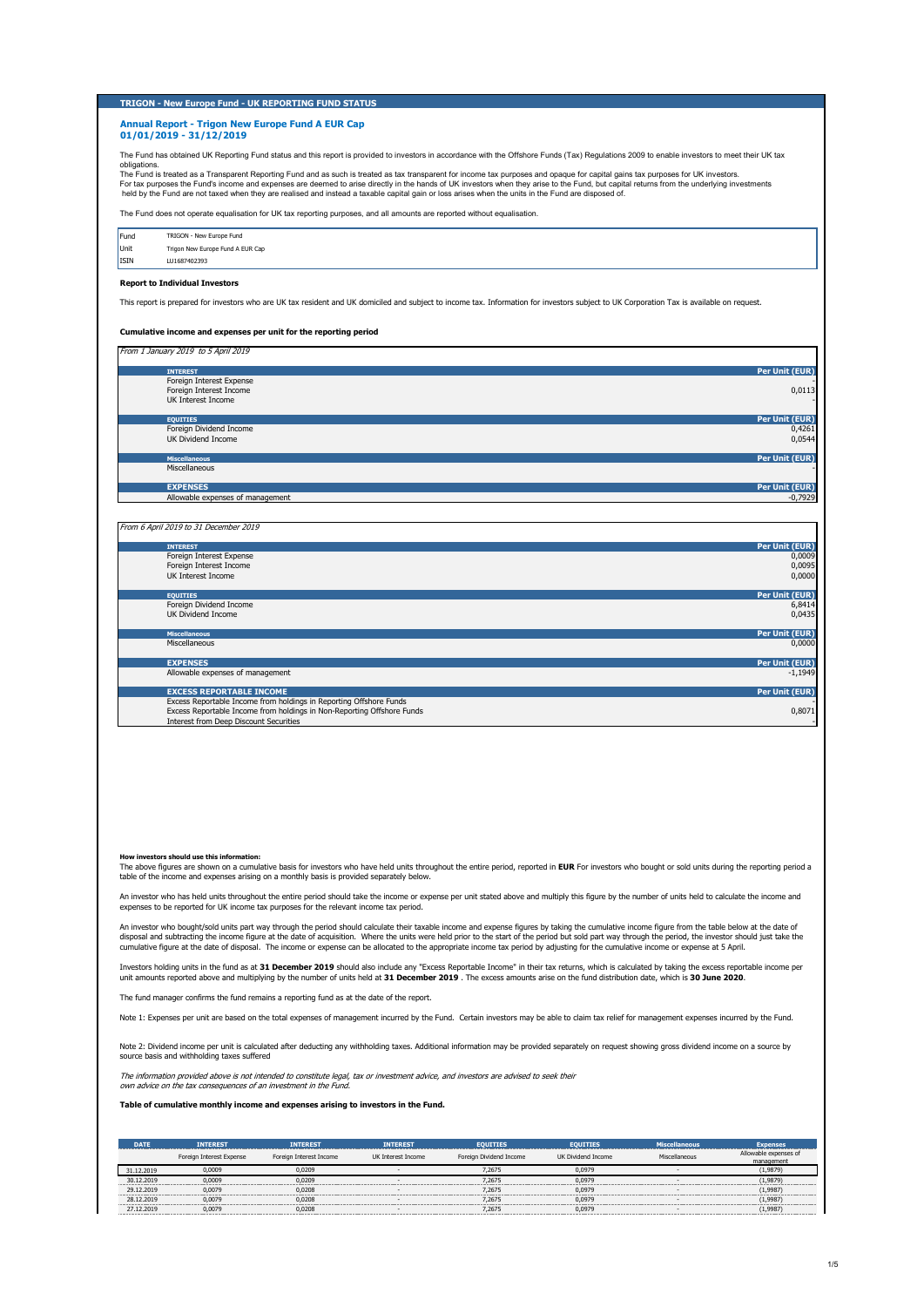## TRIGON - New Europe Fund - UK REPORTING FUND STATUS

### Annual Report - Trigon New Europe Fund A EUR Cap
### 01/01/2019 - 31/12/2019

The Fund has obtained UK Reporting Fund status and this report is provided to investors in accordance with the Offshore Funds (Tax) Regulations 2009 to enable investors to meet their UK tax obligations.
The Fund is treated as a Transparent Reporting Fund and as such is treated as tax transparent for income tax purposes and opaque for capital gains tax purposes for UK investors.
For tax purposes the Fund's income and expenses are deemed to arise directly in the hands of UK investors when they arise to the Fund, but capital returns from the underlying investments held by the Fund are not taxed when they are realised and instead a taxable capital gain or loss arises when the units in the Fund are disposed of.

The Fund does not operate equalisation for UK tax reporting purposes, and all amounts are reported without equalisation.

| | |
|---|---|
| Fund | TRIGON - New Europe Fund |
| Unit | Trigon New Europe Fund A EUR Cap |
| ISIN | LU1687402393 |

**Report to Individual Investors**

This report is prepared for investors who are UK tax resident and UK domiciled and subject to income tax. Information for investors subject to UK Corporation Tax is available on request.

**Cumulative income and expenses per unit for the reporting period**

*From 1 January 2019 to 5 April 2019*

| INTEREST | Per Unit (EUR) |
|---|---|
| Foreign Interest Expense | - |
| Foreign Interest Income | 0,0113 |
| UK Interest Income | - |
| **EQUITIES** | **Per Unit (EUR)** |
| Foreign Dividend Income | 0,4261 |
| UK Dividend Income | 0,0544 |
| **Miscellaneous** | **Per Unit (EUR)** |
| Miscellaneous | - |
| **EXPENSES** | **Per Unit (EUR)** |
| Allowable expenses of management | -0,7929 |

*From 6 April 2019 to 31 December 2019*

| INTEREST | Per Unit (EUR) |
|---|---|
| Foreign Interest Expense | 0,0009 |
| Foreign Interest Income | 0,0095 |
| UK Interest Income | 0,0000 |
| **EQUITIES** | **Per Unit (EUR)** |
| Foreign Dividend Income | 6,8414 |
| UK Dividend Income | 0,0435 |
| **Miscellaneous** | **Per Unit (EUR)** |
| Miscellaneous | 0,0000 |
| **EXPENSES** | **Per Unit (EUR)** |
| Allowable expenses of management | -1,1949 |
| **EXCESS REPORTABLE INCOME** | **Per Unit (EUR)** |
| Excess Reportable Income from holdings in Reporting Offshore Funds | - |
| Excess Reportable Income from holdings in Non-Reporting Offshore Funds | 0,8071 |
| Interest from Deep Discount Securities | - |

**How investors should use this information:**
The above figures are shown on a cumulative basis for investors who have held units throughout the entire period, reported in **EUR** For investors who bought or sold units during the reporting period a table of the income and expenses arising on a monthly basis is provided separately below.

An investor who has held units throughout the entire period should take the income or expense per unit stated above and multiply this figure by the number of units held to calculate the income and expenses to be reported for UK income tax purposes for the relevant income tax period.

An investor who bought/sold units part way through the period should calculate their taxable income and expense figures by taking the cumulative income figure from the table below at the date of disposal and subtracting the income figure at the date of acquisition. Where the units were held prior to the start of the period but sold part way through the period, the investor should just take the cumulative figure at the date of disposal. The income or expense can be allocated to the appropriate income tax period by adjusting for the cumulative income or expense at 5 April.

Investors holding units in the fund as at **31 December 2019** should also include any "Excess Reportable Income" in their tax returns, which is calculated by taking the excess reportable income per unit amounts reported above and multiplying by the number of units held at **31 December 2019** . The excess amounts arise on the fund distribution date, which is **30 June 2020**.

The fund manager confirms the fund remains a reporting fund as at the date of the report.

Note 1: Expenses per unit are based on the total expenses of management incurred by the Fund. Certain investors may be able to claim tax relief for management expenses incurred by the Fund.

Note 2: Dividend income per unit is calculated after deducting any withholding taxes. Additional information may be provided separately on request showing gross dividend income on a source by source basis and withholding taxes suffered

*The information provided above is not intended to constitute legal, tax or investment advice, and investors are advised to seek their own advice on the tax consequences of an investment in the Fund.*

**Table of cumulative monthly income and expenses arising to investors in the Fund.**

| DATE | INTEREST | INTEREST | INTEREST | EQUITIES | EQUITIES | Miscellaneous | Expenses |
|---|---|---|---|---|---|---|---|
| | Foreign Interest Expense | Foreign Interest Income | UK Interest Income | Foreign Dividend Income | UK Dividend Income | Miscellaneous | Allowable expenses of management |
| 31.12.2019 | 0,0009 | 0,0209 | - | 7,2675 | 0,0979 | - | (1,9879) |
| 30.12.2019 | 0,0009 | 0,0209 | - | 7,2675 | 0,0979 | - | (1,9879) |
| 29.12.2019 | 0,0079 | 0,0208 | - | 7,2675 | 0,0979 | - | (1,9987) |
| 28.12.2019 | 0,0079 | 0,0208 | - | 7,2675 | 0,0979 | - | (1,9987) |
| 27.12.2019 | 0,0079 | 0,0208 | - | 7,2675 | 0,0979 | - | (1,9987) |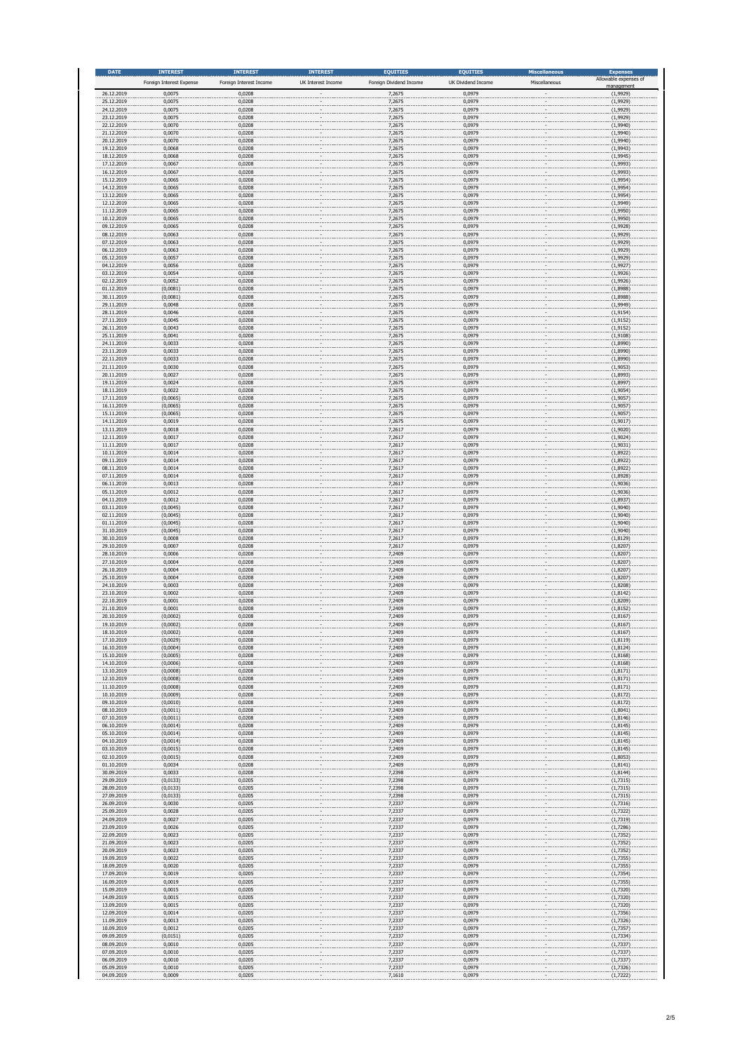| DATE | INTEREST | INTEREST | INTEREST | EQUITIES | EQUITIES | Miscellaneous | Expenses |
|---|---|---|---|---|---|---|---|
| | Foreign Interest Expense | Foreign Interest Income | UK Interest Income | Foreign Dividend Income | UK Dividend Income | Miscellaneous | Allowable expenses of management |
| 26.12.2019 | 0,0075 | 0,0208 | - | 7,2675 | 0,0979 | - | (1,9929) |
| 25.12.2019 | 0,0075 | 0,0208 | - | 7,2675 | 0,0979 | - | (1,9929) |
| 24.12.2019 | 0,0075 | 0,0208 | - | 7,2675 | 0,0979 | - | (1,9929) |
| 23.12.2019 | 0,0075 | 0,0208 | - | 7,2675 | 0,0979 | - | (1,9929) |
| 22.12.2019 | 0,0070 | 0,0208 | - | 7,2675 | 0,0979 | - | (1,9940) |
| 21.12.2019 | 0,0070 | 0,0208 | - | 7,2675 | 0,0979 | - | (1,9940) |
| 20.12.2019 | 0,0070 | 0,0208 | - | 7,2675 | 0,0979 | - | (1,9940) |
| 19.12.2019 | 0,0068 | 0,0208 | - | 7,2675 | 0,0979 | - | (1,9943) |
| 18.12.2019 | 0,0068 | 0,0208 | - | 7,2675 | 0,0979 | - | (1,9945) |
| 17.12.2019 | 0,0067 | 0,0208 | - | 7,2675 | 0,0979 | - | (1,9993) |
| 16.12.2019 | 0,0067 | 0,0208 | - | 7,2675 | 0,0979 | - | (1,9993) |
| 15.12.2019 | 0,0065 | 0,0208 | - | 7,2675 | 0,0979 | - | (1,9954) |
| 14.12.2019 | 0,0065 | 0,0208 | - | 7,2675 | 0,0979 | - | (1,9954) |
| 13.12.2019 | 0,0065 | 0,0208 | - | 7,2675 | 0,0979 | - | (1,9954) |
| 12.12.2019 | 0,0065 | 0,0208 | - | 7,2675 | 0,0979 | - | (1,9949) |
| 11.12.2019 | 0,0065 | 0,0208 | - | 7,2675 | 0,0979 | - | (1,9950) |
| 10.12.2019 | 0,0065 | 0,0208 | - | 7,2675 | 0,0979 | - | (1,9950) |
| 09.12.2019 | 0,0065 | 0,0208 | - | 7,2675 | 0,0979 | - | (1,9928) |
| 08.12.2019 | 0,0063 | 0,0208 | - | 7,2675 | 0,0979 | - | (1,9929) |
| 07.12.2019 | 0,0063 | 0,0208 | - | 7,2675 | 0,0979 | - | (1,9929) |
| 06.12.2019 | 0,0063 | 0,0208 | - | 7,2675 | 0,0979 | - | (1,9929) |
| 05.12.2019 | 0,0057 | 0,0208 | - | 7,2675 | 0,0979 | - | (1,9929) |
| 04.12.2019 | 0,0056 | 0,0208 | - | 7,2675 | 0,0979 | - | (1,9927) |
| 03.12.2019 | 0,0054 | 0,0208 | - | 7,2675 | 0,0979 | - | (1,9926) |
| 02.12.2019 | 0,0052 | 0,0208 | - | 7,2675 | 0,0979 | - | (1,9926) |
| 01.12.2019 | (0,0081) | 0,0208 | - | 7,2675 | 0,0979 | - | (1,8988) |
| 30.11.2019 | (0,0081) | 0,0208 | - | 7,2675 | 0,0979 | - | (1,8988) |
| 29.11.2019 | 0,0048 | 0,0208 | - | 7,2675 | 0,0979 | - | (1,9949) |
| 28.11.2019 | 0,0046 | 0,0208 | - | 7,2675 | 0,0979 | - | (1,9154) |
| 27.11.2019 | 0,0045 | 0,0208 | - | 7,2675 | 0,0979 | - | (1,9152) |
| 26.11.2019 | 0,0043 | 0,0208 | - | 7,2675 | 0,0979 | - | (1,9152) |
| 25.11.2019 | 0,0041 | 0,0208 | - | 7,2675 | 0,0979 | - | (1,9108) |
| 24.11.2019 | 0,0033 | 0,0208 | - | 7,2675 | 0,0979 | - | (1,8990) |
| 23.11.2019 | 0,0033 | 0,0208 | - | 7,2675 | 0,0979 | - | (1,8990) |
| 22.11.2019 | 0,0033 | 0,0208 | - | 7,2675 | 0,0979 | - | (1,8990) |
| 21.11.2019 | 0,0030 | 0,0208 | - | 7,2675 | 0,0979 | - | (1,9053) |
| 20.11.2019 | 0,0027 | 0,0208 | - | 7,2675 | 0,0979 | - | (1,8993) |
| 19.11.2019 | 0,0024 | 0,0208 | - | 7,2675 | 0,0979 | - | (1,8997) |
| 18.11.2019 | 0,0022 | 0,0208 | - | 7,2675 | 0,0979 | - | (1,9054) |
| 17.11.2019 | (0,0065) | 0,0208 | - | 7,2675 | 0,0979 | - | (1,9057) |
| 16.11.2019 | (0,0065) | 0,0208 | - | 7,2675 | 0,0979 | - | (1,9057) |
| 15.11.2019 | (0,0065) | 0,0208 | - | 7,2675 | 0,0979 | - | (1,9057) |
| 14.11.2019 | 0,0019 | 0,0208 | - | 7,2675 | 0,0979 | - | (1,9017) |
| 13.11.2019 | 0,0018 | 0,0208 | - | 7,2617 | 0,0979 | - | (1,9020) |
| 12.11.2019 | 0,0017 | 0,0208 | - | 7,2617 | 0,0979 | - | (1,9024) |
| 11.11.2019 | 0,0017 | 0,0208 | - | 7,2617 | 0,0979 | - | (1,9031) |
| 10.11.2019 | 0,0014 | 0,0208 | - | 7,2617 | 0,0979 | - | (1,8922) |
| 09.11.2019 | 0,0014 | 0,0208 | - | 7,2617 | 0,0979 | - | (1,8922) |
| 08.11.2019 | 0,0014 | 0,0208 | - | 7,2617 | 0,0979 | - | (1,8922) |
| 07.11.2019 | 0,0014 | 0,0208 | - | 7,2617 | 0,0979 | - | (1,8928) |
| 06.11.2019 | 0,0013 | 0,0208 | - | 7,2617 | 0,0979 | - | (1,9036) |
| 05.11.2019 | 0,0012 | 0,0208 | - | 7,2617 | 0,0979 | - | (1,9036) |
| 04.11.2019 | 0,0012 | 0,0208 | - | 7,2617 | 0,0979 | - | (1,8937) |
| 03.11.2019 | (0,0045) | 0,0208 | - | 7,2617 | 0,0979 | - | (1,9040) |
| 02.11.2019 | (0,0045) | 0,0208 | - | 7,2617 | 0,0979 | - | (1,9040) |
| 01.11.2019 | (0,0045) | 0,0208 | - | 7,2617 | 0,0979 | - | (1,9040) |
| 31.10.2019 | (0,0045) | 0,0208 | - | 7,2617 | 0,0979 | - | (1,9040) |
| 30.10.2019 | 0,0008 | 0,0208 | - | 7,2617 | 0,0979 | - | (1,8129) |
| 29.10.2019 | 0,0007 | 0,0208 | - | 7,2617 | 0,0979 | - | (1,8207) |
| 28.10.2019 | 0,0006 | 0,0208 | - | 7,2409 | 0,0979 | - | (1,8207) |
| 27.10.2019 | 0,0004 | 0,0208 | - | 7,2409 | 0,0979 | - | (1,8207) |
| 26.10.2019 | 0,0004 | 0,0208 | - | 7,2409 | 0,0979 | - | (1,8207) |
| 25.10.2019 | 0,0004 | 0,0208 | - | 7,2409 | 0,0979 | - | (1,8207) |
| 24.10.2019 | 0,0003 | 0,0208 | - | 7,2409 | 0,0979 | - | (1,8208) |
| 23.10.2019 | 0,0002 | 0,0208 | - | 7,2409 | 0,0979 | - | (1,8142) |
| 22.10.2019 | 0,0001 | 0,0208 | - | 7,2409 | 0,0979 | - | (1,8209) |
| 21.10.2019 | 0,0001 | 0,0208 | - | 7,2409 | 0,0979 | - | (1,8152) |
| 20.10.2019 | (0,0002) | 0,0208 | - | 7,2409 | 0,0979 | - | (1,8167) |
| 19.10.2019 | (0,0002) | 0,0208 | - | 7,2409 | 0,0979 | - | (1,8167) |
| 18.10.2019 | (0,0002) | 0,0208 | - | 7,2409 | 0,0979 | - | (1,8167) |
| 17.10.2019 | (0,0029) | 0,0208 | - | 7,2409 | 0,0979 | - | (1,8119) |
| 16.10.2019 | (0,0004) | 0,0208 | - | 7,2409 | 0,0979 | - | (1,8124) |
| 15.10.2019 | (0,0005) | 0,0208 | - | 7,2409 | 0,0979 | - | (1,8168) |
| 14.10.2019 | (0,0006) | 0,0208 | - | 7,2409 | 0,0979 | - | (1,8168) |
| 13.10.2019 | (0,0008) | 0,0208 | - | 7,2409 | 0,0979 | - | (1,8171) |
| 12.10.2019 | (0,0008) | 0,0208 | - | 7,2409 | 0,0979 | - | (1,8171) |
| 11.10.2019 | (0,0008) | 0,0208 | - | 7,2409 | 0,0979 | - | (1,8171) |
| 10.10.2019 | (0,0009) | 0,0208 | - | 7,2409 | 0,0979 | - | (1,8172) |
| 09.10.2019 | (0,0010) | 0,0208 | - | 7,2409 | 0,0979 | - | (1,8172) |
| 08.10.2019 | (0,0011) | 0,0208 | - | 7,2409 | 0,0979 | - | (1,8041) |
| 07.10.2019 | (0,0011) | 0,0208 | - | 7,2409 | 0,0979 | - | (1,8146) |
| 06.10.2019 | (0,0014) | 0,0208 | - | 7,2409 | 0,0979 | - | (1,8145) |
| 05.10.2019 | (0,0014) | 0,0208 | - | 7,2409 | 0,0979 | - | (1,8145) |
| 04.10.2019 | (0,0014) | 0,0208 | - | 7,2409 | 0,0979 | - | (1,8145) |
| 03.10.2019 | (0,0015) | 0,0208 | - | 7,2409 | 0,0979 | - | (1,8145) |
| 02.10.2019 | (0,0015) | 0,0208 | - | 7,2409 | 0,0979 | - | (1,8053) |
| 01.10.2019 | 0,0034 | 0,0208 | - | 7,2409 | 0,0979 | - | (1,8141) |
| 30.09.2019 | 0,0033 | 0,0208 | - | 7,2398 | 0,0979 | - | (1,8144) |
| 29.09.2019 | (0,0133) | 0,0205 | - | 7,2398 | 0,0979 | - | (1,7315) |
| 28.09.2019 | (0,0133) | 0,0205 | - | 7,2398 | 0,0979 | - | (1,7315) |
| 27.09.2019 | (0,0133) | 0,0205 | - | 7,2398 | 0,0979 | - | (1,7315) |
| 26.09.2019 | 0,0030 | 0,0205 | - | 7,2337 | 0,0979 | - | (1,7316) |
| 25.09.2019 | 0,0028 | 0,0205 | - | 7,2337 | 0,0979 | - | (1,7322) |
| 24.09.2019 | 0,0027 | 0,0205 | - | 7,2337 | 0,0979 | - | (1,7319) |
| 23.09.2019 | 0,0026 | 0,0205 | - | 7,2337 | 0,0979 | - | (1,7286) |
| 22.09.2019 | 0,0023 | 0,0205 | - | 7,2337 | 0,0979 | - | (1,7352) |
| 21.09.2019 | 0,0023 | 0,0205 | - | 7,2337 | 0,0979 | - | (1,7352) |
| 20.09.2019 | 0,0023 | 0,0205 | - | 7,2337 | 0,0979 | - | (1,7352) |
| 19.09.2019 | 0,0022 | 0,0205 | - | 7,2337 | 0,0979 | - | (1,7355) |
| 18.09.2019 | 0,0020 | 0,0205 | - | 7,2337 | 0,0979 | - | (1,7355) |
| 17.09.2019 | 0,0019 | 0,0205 | - | 7,2337 | 0,0979 | - | (1,7354) |
| 16.09.2019 | 0,0019 | 0,0205 | - | 7,2337 | 0,0979 | - | (1,7355) |
| 15.09.2019 | 0,0015 | 0,0205 | - | 7,2337 | 0,0979 | - | (1,7320) |
| 14.09.2019 | 0,0015 | 0,0205 | - | 7,2337 | 0,0979 | - | (1,7320) |
| 13.09.2019 | 0,0015 | 0,0205 | - | 7,2337 | 0,0979 | - | (1,7320) |
| 12.09.2019 | 0,0014 | 0,0205 | - | 7,2337 | 0,0979 | - | (1,7356) |
| 11.09.2019 | 0,0013 | 0,0205 | - | 7,2337 | 0,0979 | - | (1,7326) |
| 10.09.2019 | 0,0012 | 0,0205 | - | 7,2337 | 0,0979 | - | (1,7357) |
| 09.09.2019 | (0,0151) | 0,0205 | - | 7,2337 | 0,0979 | - | (1,7334) |
| 08.09.2019 | 0,0010 | 0,0205 | - | 7,2337 | 0,0979 | - | (1,7337) |
| 07.09.2019 | 0,0010 | 0,0205 | - | 7,2337 | 0,0979 | - | (1,7337) |
| 06.09.2019 | 0,0010 | 0,0205 | - | 7,2337 | 0,0979 | - | (1,7337) |
| 05.09.2019 | 0,0010 | 0,0205 | - | 7,2337 | 0,0979 | - | (1,7326) |
| 04.09.2019 | 0,0009 | 0,0205 | - | 7,1610 | 0,0979 | - | (1,7222) |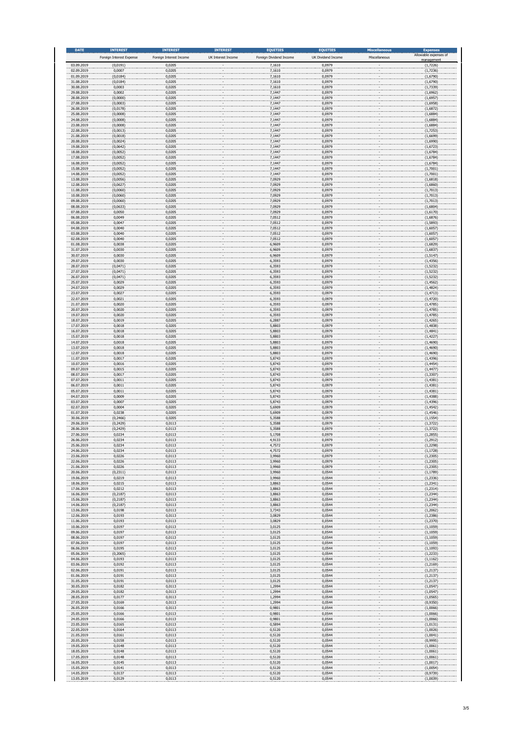| DATE | INTEREST | INTEREST | INTEREST | EQUITIES | EQUITIES | Miscellaneous | Expenses |
|---|---|---|---|---|---|---|---|
| | Foreign Interest Expense | Foreign Interest Income | UK Interest Income | Foreign Dividend Income | UK Dividend Income | Miscellaneous | Allowable expenses of management |
| 03.09.2019 | (0,0191) | 0,0205 | - | 7,1610 | 0,0979 | - | (1,7226) |
| 02.09.2019 | 0,0007 | 0,0205 | - | 7,1610 | 0,0979 | - | (1,7236) |
| 01.09.2019 | (0,0184) | 0,0205 | - | 7,1610 | 0,0979 | - | (1,6790) |
| 31.08.2019 | (0,0184) | 0,0205 | - | 7,1610 | 0,0979 | - | (1,6790) |
| 30.08.2019 | 0,0003 | 0,0205 | - | 7,1610 | 0,0979 | - | (1,7339) |
| 29.08.2019 | 0,0002 | 0,0205 | - | 7,1447 | 0,0979 | - | (1,6962) |
| 28.08.2019 | (0,0000) | 0,0205 | - | 7,1447 | 0,0979 | - | (1,6957) |
| 27.08.2019 | (0,0003) | 0,0205 | - | 7,1447 | 0,0979 | - | (1,6958) |
| 26.08.2019 | (0,0178) | 0,0205 | - | 7,1447 | 0,0979 | - | (1,6872) |
| 25.08.2019 | (0,0008) | 0,0205 | - | 7,1447 | 0,0979 | - | (1,6884) |
| 24.08.2019 | (0,0008) | 0,0205 | - | 7,1447 | 0,0979 | - | (1,6884) |
| 23.08.2019 | (0,0008) | 0,0205 | - | 7,1447 | 0,0979 | - | (1,6884) |
| 22.08.2019 | (0,0013) | 0,0205 | - | 7,1447 | 0,0979 | - | (1,7253) |
| 21.08.2019 | (0,0018) | 0,0205 | - | 7,1447 | 0,0979 | - | (1,6699) |
| 20.08.2019 | (0,0024) | 0,0205 | - | 7,1447 | 0,0979 | - | (1,6990) |
| 19.08.2019 | (0,0642) | 0,0205 | - | 7,1447 | 0,0979 | - | (1,6723) |
| 18.08.2019 | (0,0052) | 0,0205 | - | 7,1447 | 0,0979 | - | (1,6784) |
| 17.08.2019 | (0,0052) | 0,0205 | - | 7,1447 | 0,0979 | - | (1,6784) |
| 16.08.2019 | (0,0052) | 0,0205 | - | 7,1447 | 0,0979 | - | (1,6784) |
| 15.08.2019 | (0,0052) | 0,0205 | - | 7,1447 | 0,0979 | - | (1,7001) |
| 14.08.2019 | (0,0052) | 0,0205 | - | 7,1447 | 0,0979 | - | (1,7001) |
| 13.08.2019 | (0,0056) | 0,0205 | - | 7,0929 | 0,0979 | - | (1,6818) |
| 12.08.2019 | (0,0627) | 0,0205 | - | 7,0929 | 0,0979 | - | (1,6860) |
| 11.08.2019 | (0,0060) | 0,0205 | - | 7,0929 | 0,0979 | - | (1,7013) |
| 10.08.2019 | (0,0060) | 0,0205 | - | 7,0929 | 0,0979 | - | (1,7013) |
| 09.08.2019 | (0,0060) | 0,0205 | - | 7,0929 | 0,0979 | - | (1,7013) |
| 08.08.2019 | (0,0633) | 0,0205 | - | 7,0929 | 0,0979 | - | (1,6804) |
| 07.08.2019 | 0,0050 | 0,0205 | - | 7,0929 | 0,0979 | - | (1,6170) |
| 06.08.2019 | 0,0049 | 0,0205 | - | 7,0512 | 0,0979 | - | (1,6876) |
| 05.08.2019 | 0,0047 | 0,0205 | - | 7,0512 | 0,0979 | - | (1,5893) |
| 04.08.2019 | 0,0040 | 0,0205 | - | 7,0512 | 0,0979 | - | (1,6057) |
| 03.08.2019 | 0,0040 | 0,0205 | - | 7,0512 | 0,0979 | - | (1,6057) |
| 02.08.2019 | 0,0040 | 0,0205 | - | 7,0512 | 0,0979 | - | (1,6057) |
| 01.08.2019 | 0,0038 | 0,0205 | - | 6,9609 | 0,0979 | - | (1,6829) |
| 31.07.2019 | 0,0030 | 0,0205 | - | 6,9609 | 0,0979 | - | (1,6837) |
| 30.07.2019 | 0,0030 | 0,0205 | - | 6,9609 | 0,0979 | - | (1,5147) |
| 29.07.2019 | 0,0030 | 0,0205 | - | 6,3593 | 0,0979 | - | (1,4356) |
| 28.07.2019 | (0,0471) | 0,0205 | - | 6,3593 | 0,0979 | - | (1,5232) |
| 27.07.2019 | (0,0471) | 0,0205 | - | 6,3593 | 0,0979 | - | (1,5232) |
| 26.07.2019 | (0,0471) | 0,0205 | - | 6,3593 | 0,0979 | - | (1,5232) |
| 25.07.2019 | 0,0029 | 0,0205 | - | 6,3593 | 0,0979 | - | (1,4562) |
| 24.07.2019 | 0,0029 | 0,0205 | - | 6,3593 | 0,0979 | - | (1,4824) |
| 23.07.2019 | 0,0027 | 0,0205 | - | 6,3593 | 0,0979 | - | (1,4713) |
| 22.07.2019 | 0,0021 | 0,0205 | - | 6,3593 | 0,0979 | - | (1,4720) |
| 21.07.2019 | 0,0020 | 0,0205 | - | 6,3593 | 0,0979 | - | (1,4785) |
| 20.07.2019 | 0,0020 | 0,0205 | - | 6,3593 | 0,0979 | - | (1,4785) |
| 19.07.2019 | 0,0020 | 0,0205 | - | 6,3593 | 0,0979 | - | (1,4785) |
| 18.07.2019 | 0,0019 | 0,0205 | - | 6,2887 | 0,0979 | - | (1,4265) |
| 17.07.2019 | 0,0018 | 0,0205 | - | 5,8803 | 0,0979 | - | (1,4838) |
| 16.07.2019 | 0,0018 | 0,0205 | - | 5,8803 | 0,0979 | - | (1,4841) |
| 15.07.2019 | 0,0018 | 0,0205 | - | 5,8803 | 0,0979 | - | (1,4227) |
| 14.07.2019 | 0,0018 | 0,0205 | - | 5,8803 | 0,0979 | - | (1,4690) |
| 13.07.2019 | 0,0018 | 0,0205 | - | 5,8803 | 0,0979 | - | (1,4690) |
| 12.07.2019 | 0,0018 | 0,0205 | - | 5,8803 | 0,0979 | - | (1,4690) |
| 11.07.2019 | 0,0017 | 0,0205 | - | 5,8743 | 0,0979 | - | (1,4396) |
| 10.07.2019 | 0,0016 | 0,0205 | - | 5,8743 | 0,0979 | - | (1,4454) |
| 09.07.2019 | 0,0015 | 0,0205 | - | 5,8743 | 0,0979 | - | (1,4477) |
| 08.07.2019 | 0,0017 | 0,0205 | - | 5,8743 | 0,0979 | - | (1,3307) |
| 07.07.2019 | 0,0011 | 0,0205 | - | 5,8743 | 0,0979 | - | (1,4381) |
| 06.07.2019 | 0,0011 | 0,0205 | - | 5,8743 | 0,0979 | - | (1,4381) |
| 05.07.2019 | 0,0011 | 0,0205 | - | 5,8743 | 0,0979 | - | (1,4381) |
| 04.07.2019 | 0,0009 | 0,0205 | - | 5,8743 | 0,0979 | - | (1,4388) |
| 03.07.2019 | 0,0007 | 0,0205 | - | 5,8743 | 0,0979 | - | (1,4396) |
| 02.07.2019 | 0,0004 | 0,0205 | - | 5,6909 | 0,0979 | - | (1,4542) |
| 01.07.2019 | 0,0238 | 0,0205 | - | 5,6909 | 0,0979 | - | (1,4546) |
| 30.06.2019 | (0,2466) | 0,0205 | - | 5,3588 | 0,0979 | - | (1,1554) |
| 29.06.2019 | (0,2429) | 0,0113 | - | 5,3588 | 0,0979 | - | (1,3722) |
| 28.06.2019 | (0,2429) | 0,0113 | - | 5,3588 | 0,0979 | - | (1,3722) |
| 27.06.2019 | 0,0234 | 0,0113 | - | 5,1708 | 0,0979 | - | (1,2855) |
| 26.06.2019 | 0,0234 | 0,0113 | - | 4,9133 | 0,0979 | - | (1,2912) |
| 25.06.2019 | 0,0234 | 0,0113 | - | 4,7572 | 0,0979 | - | (1,2298) |
| 24.06.2019 | 0,0234 | 0,0113 | - | 4,7572 | 0,0979 | - | (1,1728) |
| 23.06.2019 | 0,0226 | 0,0113 | - | 3,9960 | 0,0979 | - | (1,2305) |
| 22.06.2019 | 0,0226 | 0,0113 | - | 3,9960 | 0,0979 | - | (1,2305) |
| 21.06.2019 | 0,0226 | 0,0113 | - | 3,9960 | 0,0979 | - | (1,2305) |
| 20.06.2019 | (0,2311) | 0,0113 | - | 3,9960 | 0,0544 | - | (1,1789) |
| 19.06.2019 | 0,0219 | 0,0113 | - | 3,9960 | 0,0544 | - | (1,2336) |
| 18.06.2019 | 0,0215 | 0,0113 | - | 3,8863 | 0,0544 | - | (1,2341) |
| 17.06.2019 | 0,0212 | 0,0113 | - | 3,8863 | 0,0544 | - | (1,2314) |
| 16.06.2019 | (0,2187) | 0,0113 | - | 3,8863 | 0,0544 | - | (1,2344) |
| 15.06.2019 | (0,2187) | 0,0113 | - | 3,8863 | 0,0544 | - | (1,2344) |
| 14.06.2019 | (0,2187) | 0,0113 | - | 3,8863 | 0,0544 | - | (1,2344) |
| 13.06.2019 | 0,0198 | 0,0113 | - | 3,7343 | 0,0544 | - | (1,2062) |
| 12.06.2019 | 0,0193 | 0,0113 | - | 3,0829 | 0,0544 | - | (1,2386) |
| 11.06.2019 | 0,0193 | 0,0113 | - | 3,0829 | 0,0544 | - | (1,2370) |
| 10.06.2019 | 0,0197 | 0,0113 | - | 3,0125 | 0,0544 | - | (1,1059) |
| 09.06.2019 | 0,0197 | 0,0113 | - | 3,0125 | 0,0544 | - | (1,1059) |
| 08.06.2019 | 0,0197 | 0,0113 | - | 3,0125 | 0,0544 | - | (1,1059) |
| 07.06.2019 | 0,0197 | 0,0113 | - | 3,0125 | 0,0544 | - | (1,1059) |
| 06.06.2019 | 0,0195 | 0,0113 | - | 3,0125 | 0,0544 | - | (1,1093) |
| 05.06.2019 | (0,2065) | 0,0113 | - | 3,0125 | 0,0544 | - | (1,2233) |
| 04.06.2019 | 0,0193 | 0,0113 | - | 3,0125 | 0,0544 | - | (1,1162) |
| 03.06.2019 | 0,0192 | 0,0113 | - | 3,0125 | 0,0544 | - | (1,2169) |
| 02.06.2019 | 0,0191 | 0,0113 | - | 3,0125 | 0,0544 | - | (1,2137) |
| 01.06.2019 | 0,0191 | 0,0113 | - | 3,0125 | 0,0544 | - | (1,2137) |
| 31.05.2019 | 0,0191 | 0,0113 | - | 3,0125 | 0,0544 | - | (1,2137) |
| 30.05.2019 | 0,0182 | 0,0113 | - | 1,2994 | 0,0544 | - | (1,0547) |
| 29.05.2019 | 0,0182 | 0,0113 | - | 1,2994 | 0,0544 | - | (1,0547) |
| 28.05.2019 | 0,0177 | 0,0113 | - | 1,2994 | 0,0544 | - | (1,0565) |
| 27.05.2019 | 0,0169 | 0,0113 | - | 1,2994 | 0,0544 | - | (0,9350) |
| 26.05.2019 | 0,0166 | 0,0113 | - | 0,9801 | 0,0544 | - | (1,0066) |
| 25.05.2019 | 0,0166 | 0,0113 | - | 0,9801 | 0,0544 | - | (1,0066) |
| 24.05.2019 | 0,0166 | 0,0113 | - | 0,9801 | 0,0544 | - | (1,0066) |
| 23.05.2019 | 0,0165 | 0,0113 | - | 0,5894 | 0,0544 | - | (1,0131) |
| 22.05.2019 | 0,0164 | 0,0113 | - | 0,5120 | 0,0544 | - | (1,0026) |
| 21.05.2019 | 0,0161 | 0,0113 | - | 0,5120 | 0,0544 | - | (1,0041) |
| 20.05.2019 | 0,0158 | 0,0113 | - | 0,5120 | 0,0544 | - | (0,9995) |
| 19.05.2019 | 0,0148 | 0,0113 | - | 0,5120 | 0,0544 | - | (1,0061) |
| 18.05.2019 | 0,0148 | 0,0113 | - | 0,5120 | 0,0544 | - | (1,0061) |
| 17.05.2019 | 0,0148 | 0,0113 | - | 0,5120 | 0,0544 | - | (1,0061) |
| 16.05.2019 | 0,0145 | 0,0113 | - | 0,5120 | 0,0544 | - | (1,0017) |
| 15.05.2019 | 0,0141 | 0,0113 | - | 0,5120 | 0,0544 | - | (1,0054) |
| 14.05.2019 | 0,0137 | 0,0113 | - | 0,5120 | 0,0544 | - | (0,9739) |
| 13.05.2019 | 0,0129 | 0,0113 | - | 0,5120 | 0,0544 | - | (1,0039) |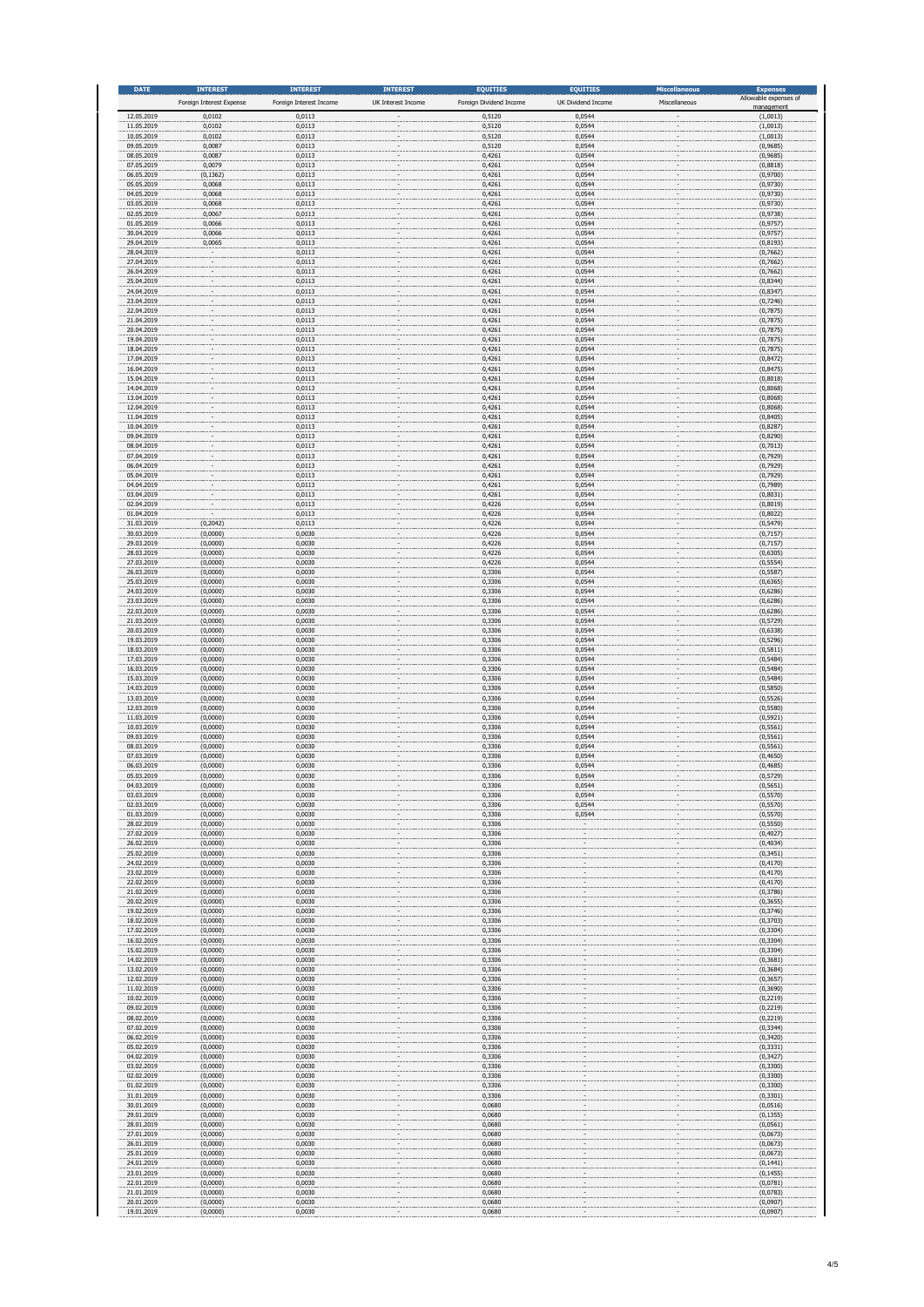| DATE | INTEREST | INTEREST | INTEREST | EQUITIES | EQUITIES | Miscellaneous | Expenses |
|---|---|---|---|---|---|---|---|
| | Foreign Interest Expense | Foreign Interest Income | UK Interest Income | Foreign Dividend Income | UK Dividend Income | Miscellaneous | Allowable expenses of management |
| 12.05.2019 | 0,0102 | 0,0113 | - | 0,5120 | 0,0544 | - | (1,0013) |
| 11.05.2019 | 0,0102 | 0,0113 | - | 0,5120 | 0,0544 | - | (1,0013) |
| 10.05.2019 | 0,0102 | 0,0113 | - | 0,5120 | 0,0544 | - | (1,0013) |
| 09.05.2019 | 0,0087 | 0,0113 | - | 0,5120 | 0,0544 | - | (0,9685) |
| 08.05.2019 | 0,0087 | 0,0113 | - | 0,4261 | 0,0544 | - | (0,9685) |
| 07.05.2019 | 0,0079 | 0,0113 | - | 0,4261 | 0,0544 | - | (0,8818) |
| 06.05.2019 | (0,1362) | 0,0113 | - | 0,4261 | 0,0544 | - | (0,9700) |
| 05.05.2019 | 0,0068 | 0,0113 | - | 0,4261 | 0,0544 | - | (0,9730) |
| 04.05.2019 | 0,0068 | 0,0113 | - | 0,4261 | 0,0544 | - | (0,9730) |
| 03.05.2019 | 0,0068 | 0,0113 | - | 0,4261 | 0,0544 | - | (0,9730) |
| 02.05.2019 | 0,0067 | 0,0113 | - | 0,4261 | 0,0544 | - | (0,9738) |
| 01.05.2019 | 0,0066 | 0,0113 | - | 0,4261 | 0,0544 | - | (0,9757) |
| 30.04.2019 | 0,0066 | 0,0113 | - | 0,4261 | 0,0544 | - | (0,9757) |
| 29.04.2019 | 0,0065 | 0,0113 | - | 0,4261 | 0,0544 | - | (0,8193) |
| 28.04.2019 | - | 0,0113 | - | 0,4261 | 0,0544 | - | (0,7662) |
| 27.04.2019 | - | 0,0113 | - | 0,4261 | 0,0544 | - | (0,7662) |
| 26.04.2019 | - | 0,0113 | - | 0,4261 | 0,0544 | - | (0,7662) |
| 25.04.2019 | - | 0,0113 | - | 0,4261 | 0,0544 | - | (0,8344) |
| 24.04.2019 | - | 0,0113 | - | 0,4261 | 0,0544 | - | (0,8347) |
| 23.04.2019 | - | 0,0113 | - | 0,4261 | 0,0544 | - | (0,7246) |
| 22.04.2019 | - | 0,0113 | - | 0,4261 | 0,0544 | - | (0,7875) |
| 21.04.2019 | - | 0,0113 | - | 0,4261 | 0,0544 | - | (0,7875) |
| 20.04.2019 | - | 0,0113 | - | 0,4261 | 0,0544 | - | (0,7875) |
| 19.04.2019 | - | 0,0113 | - | 0,4261 | 0,0544 | - | (0,7875) |
| 18.04.2019 | - | 0,0113 | - | 0,4261 | 0,0544 | - | (0,7875) |
| 17.04.2019 | - | 0,0113 | - | 0,4261 | 0,0544 | - | (0,8472) |
| 16.04.2019 | - | 0,0113 | - | 0,4261 | 0,0544 | - | (0,8475) |
| 15.04.2019 | - | 0,0113 | - | 0,4261 | 0,0544 | - | (0,8018) |
| 14.04.2019 | - | 0,0113 | - | 0,4261 | 0,0544 | - | (0,8068) |
| 13.04.2019 | - | 0,0113 | - | 0,4261 | 0,0544 | - | (0,8068) |
| 12.04.2019 | - | 0,0113 | - | 0,4261 | 0,0544 | - | (0,8068) |
| 11.04.2019 | - | 0,0113 | - | 0,4261 | 0,0544 | - | (0,8405) |
| 10.04.2019 | - | 0,0113 | - | 0,4261 | 0,0544 | - | (0,8287) |
| 09.04.2019 | - | 0,0113 | - | 0,4261 | 0,0544 | - | (0,8290) |
| 08.04.2019 | - | 0,0113 | - | 0,4261 | 0,0544 | - | (0,7013) |
| 07.04.2019 | - | 0,0113 | - | 0,4261 | 0,0544 | - | (0,7929) |
| 06.04.2019 | - | 0,0113 | - | 0,4261 | 0,0544 | - | (0,7929) |
| 05.04.2019 | - | 0,0113 | - | 0,4261 | 0,0544 | - | (0,7929) |
| 04.04.2019 | - | 0,0113 | - | 0,4261 | 0,0544 | - | (0,7989) |
| 03.04.2019 | - | 0,0113 | - | 0,4261 | 0,0544 | - | (0,8031) |
| 02.04.2019 | - | 0,0113 | - | 0,4226 | 0,0544 | - | (0,8019) |
| 01.04.2019 | - | 0,0113 | - | 0,4226 | 0,0544 | - | (0,8022) |
| 31.03.2019 | (0,2042) | 0,0113 | - | 0,4226 | 0,0544 | - | (0,5479) |
| 30.03.2019 | (0,0000) | 0,0030 | - | 0,4226 | 0,0544 | - | (0,7157) |
| 29.03.2019 | (0,0000) | 0,0030 | - | 0,4226 | 0,0544 | - | (0,7157) |
| 28.03.2019 | (0,0000) | 0,0030 | - | 0,4226 | 0,0544 | - | (0,6305) |
| 27.03.2019 | (0,0000) | 0,0030 | - | 0,4226 | 0,0544 | - | (0,5554) |
| 26.03.2019 | (0,0000) | 0,0030 | - | 0,3306 | 0,0544 | - | (0,5587) |
| 25.03.2019 | (0,0000) | 0,0030 | - | 0,3306 | 0,0544 | - | (0,6365) |
| 24.03.2019 | (0,0000) | 0,0030 | - | 0,3306 | 0,0544 | - | (0,6286) |
| 23.03.2019 | (0,0000) | 0,0030 | - | 0,3306 | 0,0544 | - | (0,6286) |
| 22.03.2019 | (0,0000) | 0,0030 | - | 0,3306 | 0,0544 | - | (0,6286) |
| 21.03.2019 | (0,0000) | 0,0030 | - | 0,3306 | 0,0544 | - | (0,5729) |
| 20.03.2019 | (0,0000) | 0,0030 | - | 0,3306 | 0,0544 | - | (0,6338) |
| 19.03.2019 | (0,0000) | 0,0030 | - | 0,3306 | 0,0544 | - | (0,5296) |
| 18.03.2019 | (0,0000) | 0,0030 | - | 0,3306 | 0,0544 | - | (0,5811) |
| 17.03.2019 | (0,0000) | 0,0030 | - | 0,3306 | 0,0544 | - | (0,5484) |
| 16.03.2019 | (0,0000) | 0,0030 | - | 0,3306 | 0,0544 | - | (0,5484) |
| 15.03.2019 | (0,0000) | 0,0030 | - | 0,3306 | 0,0544 | - | (0,5484) |
| 14.03.2019 | (0,0000) | 0,0030 | - | 0,3306 | 0,0544 | - | (0,5850) |
| 13.03.2019 | (0,0000) | 0,0030 | - | 0,3306 | 0,0544 | - | (0,5526) |
| 12.03.2019 | (0,0000) | 0,0030 | - | 0,3306 | 0,0544 | - | (0,5580) |
| 11.03.2019 | (0,0000) | 0,0030 | - | 0,3306 | 0,0544 | - | (0,5921) |
| 10.03.2019 | (0,0000) | 0,0030 | - | 0,3306 | 0,0544 | - | (0,5561) |
| 09.03.2019 | (0,0000) | 0,0030 | - | 0,3306 | 0,0544 | - | (0,5561) |
| 08.03.2019 | (0,0000) | 0,0030 | - | 0,3306 | 0,0544 | - | (0,5561) |
| 07.03.2019 | (0,0000) | 0,0030 | - | 0,3306 | 0,0544 | - | (0,4650) |
| 06.03.2019 | (0,0000) | 0,0030 | - | 0,3306 | 0,0544 | - | (0,4685) |
| 05.03.2019 | (0,0000) | 0,0030 | - | 0,3306 | 0,0544 | - | (0,5729) |
| 04.03.2019 | (0,0000) | 0,0030 | - | 0,3306 | 0,0544 | - | (0,5651) |
| 03.03.2019 | (0,0000) | 0,0030 | - | 0,3306 | 0,0544 | - | (0,5570) |
| 02.03.2019 | (0,0000) | 0,0030 | - | 0,3306 | 0,0544 | - | (0,5570) |
| 01.03.2019 | (0,0000) | 0,0030 | - | 0,3306 | 0,0544 | - | (0,5570) |
| 28.02.2019 | (0,0000) | 0,0030 | - | 0,3306 | - | - | (0,5550) |
| 27.02.2019 | (0,0000) | 0,0030 | - | 0,3306 | - | - | (0,4027) |
| 26.02.2019 | (0,0000) | 0,0030 | - | 0,3306 | - | - | (0,4034) |
| 25.02.2019 | (0,0000) | 0,0030 | - | 0,3306 | - | - | (0,3451) |
| 24.02.2019 | (0,0000) | 0,0030 | - | 0,3306 | - | - | (0,4170) |
| 23.02.2019 | (0,0000) | 0,0030 | - | 0,3306 | - | - | (0,4170) |
| 22.02.2019 | (0,0000) | 0,0030 | - | 0,3306 | - | - | (0,4170) |
| 21.02.2019 | (0,0000) | 0,0030 | - | 0,3306 | - | - | (0,3786) |
| 20.02.2019 | (0,0000) | 0,0030 | - | 0,3306 | - | - | (0,3655) |
| 19.02.2019 | (0,0000) | 0,0030 | - | 0,3306 | - | - | (0,3746) |
| 18.02.2019 | (0,0000) | 0,0030 | - | 0,3306 | - | - | (0,3703) |
| 17.02.2019 | (0,0000) | 0,0030 | - | 0,3306 | - | - | (0,3304) |
| 16.02.2019 | (0,0000) | 0,0030 | - | 0,3306 | - | - | (0,3304) |
| 15.02.2019 | (0,0000) | 0,0030 | - | 0,3306 | - | - | (0,3304) |
| 14.02.2019 | (0,0000) | 0,0030 | - | 0,3306 | - | - | (0,3681) |
| 13.02.2019 | (0,0000) | 0,0030 | - | 0,3306 | - | - | (0,3684) |
| 12.02.2019 | (0,0000) | 0,0030 | - | 0,3306 | - | - | (0,3657) |
| 11.02.2019 | (0,0000) | 0,0030 | - | 0,3306 | - | - | (0,3690) |
| 10.02.2019 | (0,0000) | 0,0030 | - | 0,3306 | - | - | (0,2219) |
| 09.02.2019 | (0,0000) | 0,0030 | - | 0,3306 | - | - | (0,2219) |
| 08.02.2019 | (0,0000) | 0,0030 | - | 0,3306 | - | - | (0,2219) |
| 07.02.2019 | (0,0000) | 0,0030 | - | 0,3306 | - | - | (0,3344) |
| 06.02.2019 | (0,0000) | 0,0030 | - | 0,3306 | - | - | (0,3420) |
| 05.02.2019 | (0,0000) | 0,0030 | - | 0,3306 | - | - | (0,3331) |
| 04.02.2019 | (0,0000) | 0,0030 | - | 0,3306 | - | - | (0,3427) |
| 03.02.2019 | (0,0000) | 0,0030 | - | 0,3306 | - | - | (0,3300) |
| 02.02.2019 | (0,0000) | 0,0030 | - | 0,3306 | - | - | (0,3300) |
| 01.02.2019 | (0,0000) | 0,0030 | - | 0,3306 | - | - | (0,3300) |
| 31.01.2019 | (0,0000) | 0,0030 | - | 0,3306 | - | - | (0,3301) |
| 30.01.2019 | (0,0000) | 0,0030 | - | 0,0680 | - | - | (0,0516) |
| 29.01.2019 | (0,0000) | 0,0030 | - | 0,0680 | - | - | (0,1355) |
| 28.01.2019 | (0,0000) | 0,0030 | - | 0,0680 | - | - | (0,0561) |
| 27.01.2019 | (0,0000) | 0,0030 | - | 0,0680 | - | - | (0,0673) |
| 26.01.2019 | (0,0000) | 0,0030 | - | 0,0680 | - | - | (0,0673) |
| 25.01.2019 | (0,0000) | 0,0030 | - | 0,0680 | - | - | (0,0673) |
| 24.01.2019 | (0,0000) | 0,0030 | - | 0,0680 | - | - | (0,1441) |
| 23.01.2019 | (0,0000) | 0,0030 | - | 0,0680 | - | - | (0,1455) |
| 22.01.2019 | (0,0000) | 0,0030 | - | 0,0680 | - | - | (0,0781) |
| 21.01.2019 | (0,0000) | 0,0030 | - | 0,0680 | - | - | (0,0783) |
| 20.01.2019 | (0,0000) | 0,0030 | - | 0,0680 | - | - | (0,0907) |
| 19.01.2019 | (0,0000) | 0,0030 | - | 0,0680 | - | - | (0,0907) |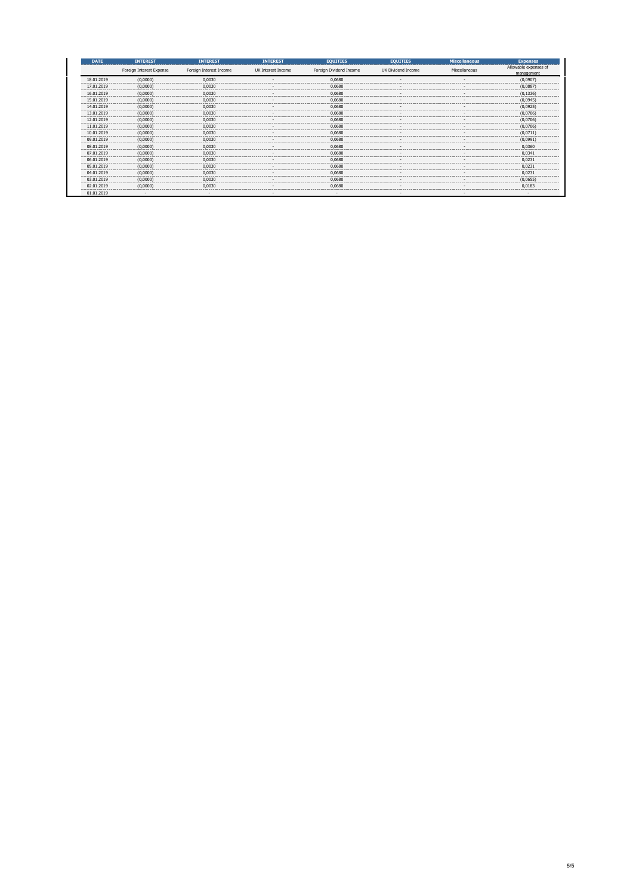| DATE | INTEREST | INTEREST | INTEREST | EQUITIES | EQUITIES | Miscellaneous | Expenses |
|---|---|---|---|---|---|---|---|
| | Foreign Interest Expense | Foreign Interest Income | UK Interest Income | Foreign Dividend Income | UK Dividend Income | Miscellaneous | Allowable expenses of management |
| 18.01.2019 | (0,0000) | 0,0030 | - | 0,0680 | - | - | (0,0907) |
| 17.01.2019 | (0,0000) | 0,0030 | - | 0,0680 | - | - | (0,0887) |
| 16.01.2019 | (0,0000) | 0,0030 | - | 0,0680 | - | - | (0,1336) |
| 15.01.2019 | (0,0000) | 0,0030 | - | 0,0680 | - | - | (0,0945) |
| 14.01.2019 | (0,0000) | 0,0030 | - | 0,0680 | - | - | (0,0925) |
| 13.01.2019 | (0,0000) | 0,0030 | - | 0,0680 | - | - | (0,0706) |
| 12.01.2019 | (0,0000) | 0,0030 | - | 0,0680 | - | - | (0,0706) |
| 11.01.2019 | (0,0000) | 0,0030 | - | 0,0680 | - | - | (0,0706) |
| 10.01.2019 | (0,0000) | 0,0030 | - | 0,0680 | - | - | (0,0711) |
| 09.01.2019 | (0,0000) | 0,0030 | - | 0,0680 | - | - | (0,0991) |
| 08.01.2019 | (0,0000) | 0,0030 | - | 0,0680 | - | - | 0,0360 |
| 07.01.2019 | (0,0000) | 0,0030 | - | 0,0680 | - | - | 0,0341 |
| 06.01.2019 | (0,0000) | 0,0030 | - | 0,0680 | - | - | 0,0231 |
| 05.01.2019 | (0,0000) | 0,0030 | - | 0,0680 | - | - | 0,0231 |
| 04.01.2019 | (0,0000) | 0,0030 | - | 0,0680 | - | - | 0,0231 |
| 03.01.2019 | (0,0000) | 0,0030 | - | 0,0680 | - | - | (0,0655) |
| 02.01.2019 | (0,0000) | 0,0030 | - | 0,0680 | - | - | 0,0183 |
| 01.01.2019 | - | - | - | - | - | - | - |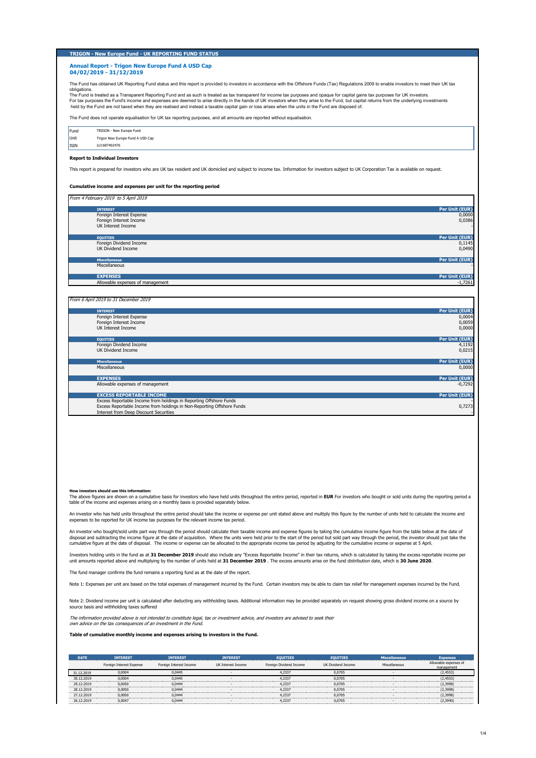## TRIGON - New Europe Fund - UK REPORTING FUND STATUS

### Annual Report - Trigon New Europe Fund A USD Cap
### 04/02/2019 - 31/12/2019

The Fund has obtained UK Reporting Fund status and this report is provided to investors in accordance with the Offshore Funds (Tax) Regulations 2009 to enable investors to meet their UK tax obligations.
The Fund is treated as a Transparent Reporting Fund and as such is treated as tax transparent for income tax purposes and opaque for capital gains tax purposes for UK investors.
For tax purposes the Fund's income and expenses are deemed to arise directly in the hands of UK investors when they arise to the Fund, but capital returns from the underlying investments held by the Fund are not taxed when they are realised and instead a taxable capital gain or loss arises when the units in the Fund are disposed of.

The Fund does not operate equalisation for UK tax reporting purposes, and all amounts are reported without equalisation.

| | |
|---|---|
| Fund | TRIGON - New Europe Fund |
| Unit | Trigon New Europe Fund A USD Cap |
| ISIN | LU1687402476 |

**Report to Individual Investors**

This report is prepared for investors who are UK tax resident and UK domiciled and subject to income tax. Information for investors subject to UK Corporation Tax is available on request.

**Cumulative income and expenses per unit for the reporting period**

*From 4 February 2019 to 5 April 2019*

| INTEREST | Per Unit (EUR) |
|---|---|
| Foreign Interest Expense | 0,0000 |
| Foreign Interest Income | 0,0386 |
| UK Interest Income | - |
| **EQUITIES** | **Per Unit (EUR)** |
| Foreign Dividend Income | 0,1145 |
| UK Dividend Income | 0,0490 |
| **Miscellaneous** | **Per Unit (EUR)** |
| Miscellaneous | - |
| **EXPENSES** | **Per Unit (EUR)** |
| Allowable expenses of management | -1,7261 |

*From 6 April 2019 to 31 December 2019*

| INTEREST | Per Unit (EUR) |
|---|---|
| Foreign Interest Expense | 0,0004 |
| Foreign Interest Income | 0,0059 |
| UK Interest Income | 0,0000 |
| **EQUITIES** | **Per Unit (EUR)** |
| Foreign Dividend Income | 4,1192 |
| UK Dividend Income | 0,0215 |
| **Miscellaneous** | **Per Unit (EUR)** |
| Miscellaneous | 0,0000 |
| **EXPENSES** | **Per Unit (EUR)** |
| Allowable expenses of management | -0,7292 |
| **EXCESS REPORTABLE INCOME** | **Per Unit (EUR)** |
| Excess Reportable Income from holdings in Reporting Offshore Funds | - |
| Excess Reportable Income from holdings in Non-Reporting Offshore Funds | 0,7273 |
| Interest from Deep Discount Securities | - |

**How investors should use this information:**
The above figures are shown on a cumulative basis for investors who have held units throughout the entire period, reported in **EUR** For investors who bought or sold units during the reporting period a table of the income and expenses arising on a monthly basis is provided separately below.

An investor who has held units throughout the entire period should take the income or expense per unit stated above and multiply this figure by the number of units held to calculate the income and expenses to be reported for UK income tax purposes for the relevant income tax period.

An investor who bought/sold units part way through the period should calculate their taxable income and expense figures by taking the cumulative income figure from the table below at the date of disposal and subtracting the income figure at the date of acquisition. Where the units were held prior to the start of the period but sold part way through the period, the investor should just take the cumulative figure at the date of disposal. The income or expense can be allocated to the appropriate income tax period by adjusting for the cumulative income or expense at 5 April.

Investors holding units in the fund as at **31 December 2019** should also include any "Excess Reportable Income" in their tax returns, which is calculated by taking the excess reportable income per unit amounts reported above and multiplying by the number of units held at **31 December 2019** . The excess amounts arise on the fund distribution date, which is **30 June 2020**.

The fund manager confirms the fund remains a reporting fund as at the date of the report.

Note 1: Expenses per unit are based on the total expenses of management incurred by the Fund. Certain investors may be able to claim tax relief for management expenses incurred by the Fund.

Note 2: Dividend income per unit is calculated after deducting any withholding taxes. Additional information may be provided separately on request showing gross dividend income on a source by source basis and withholding taxes suffered

*The information provided above is not intended to constitute legal, tax or investment advice, and investors are advised to seek their own advice on the tax consequences of an investment in the Fund.*

**Table of cumulative monthly income and expenses arising to investors in the Fund.**

| DATE | INTEREST | INTEREST | INTEREST | EQUITIES | EQUITIES | Miscellaneous | Expenses |
|---|---|---|---|---|---|---|---|
| | Foreign Interest Expense | Foreign Interest Income | UK Interest Income | Foreign Dividend Income | UK Dividend Income | Miscellaneous | Allowable expenses of management |
| 31.12.2019 | 0,0004 | 0,0445 | - | 4,2337 | 0,0705 | - | (2,4553) |
| 30.12.2019 | 0,0004 | 0,0445 | - | 4,2337 | 0,0705 | - | (2,4553) |
| 29.12.2019 | 0,0050 | 0,0444 | - | 4,2337 | 0,0705 | - | (2,3998) |
| 28.12.2019 | 0,0050 | 0,0444 | - | 4,2337 | 0,0705 | - | (2,3998) |
| 27.12.2019 | 0,0050 | 0,0444 | - | 4,2337 | 0,0705 | - | (2,3998) |
| 26.12.2019 | 0,0047 | 0,0444 | - | 4,2337 | 0,0705 | - | (2,3940) |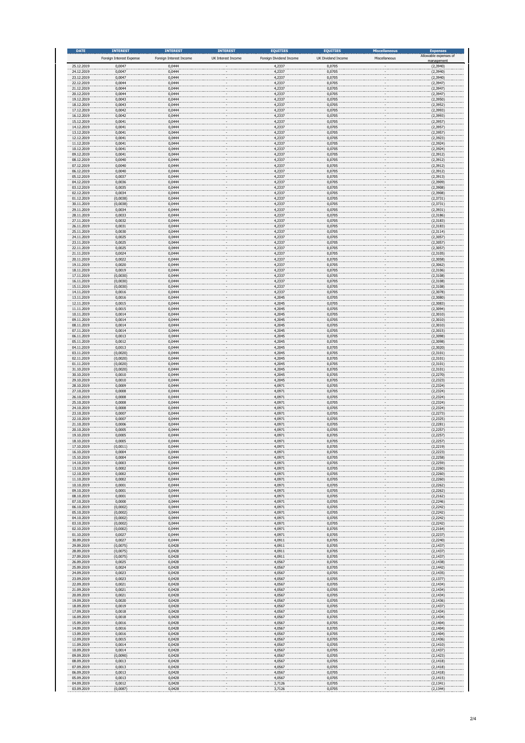| DATE | INTEREST | INTEREST | INTEREST | EQUITIES | EQUITIES | Miscellaneous | Expenses |
|---|---|---|---|---|---|---|---|
| | Foreign Interest Expense | Foreign Interest Income | UK Interest Income | Foreign Dividend Income | UK Dividend Income | Miscellaneous | Allowable expenses of management |
| 25.12.2019 | 0,0047 | 0,0444 | - | 4,2337 | 0,0705 | - | (2,3940) |
| 24.12.2019 | 0,0047 | 0,0444 | - | 4,2337 | 0,0705 | - | (2,3940) |
| 23.12.2019 | 0,0047 | 0,0444 | - | 4,2337 | 0,0705 | - | (2,3940) |
| 22.12.2019 | 0,0044 | 0,0444 | - | 4,2337 | 0,0705 | - | (2,3947) |
| 21.12.2019 | 0,0044 | 0,0444 | - | 4,2337 | 0,0705 | - | (2,3947) |
| 20.12.2019 | 0,0044 | 0,0444 | - | 4,2337 | 0,0705 | - | (2,3947) |
| 19.12.2019 | 0,0043 | 0,0444 | - | 4,2337 | 0,0705 | - | (2,3950) |
| 18.12.2019 | 0,0043 | 0,0444 | - | 4,2337 | 0,0705 | - | (2,3952) |
| 17.12.2019 | 0,0042 | 0,0444 | - | 4,2337 | 0,0705 | - | (2,3993) |
| 16.12.2019 | 0,0042 | 0,0444 | - | 4,2337 | 0,0705 | - | (2,3993) |
| 15.12.2019 | 0,0041 | 0,0444 | - | 4,2337 | 0,0705 | - | (2,3957) |
| 14.12.2019 | 0,0041 | 0,0444 | - | 4,2337 | 0,0705 | - | (2,3957) |
| 13.12.2019 | 0,0041 | 0,0444 | - | 4,2337 | 0,0705 | - | (2,3957) |
| 12.12.2019 | 0,0041 | 0,0444 | - | 4,2337 | 0,0705 | - | (2,3923) |
| 11.12.2019 | 0,0041 | 0,0444 | - | 4,2337 | 0,0705 | - | (2,3924) |
| 10.12.2019 | 0,0041 | 0,0444 | - | 4,2337 | 0,0705 | - | (2,3924) |
| 09.12.2019 | 0,0041 | 0,0444 | - | 4,2337 | 0,0705 | - | (2,3912) |
| 08.12.2019 | 0,0040 | 0,0444 | - | 4,2337 | 0,0705 | - | (2,3912) |
| 07.12.2019 | 0,0040 | 0,0444 | - | 4,2337 | 0,0705 | - | (2,3912) |
| 06.12.2019 | 0,0040 | 0,0444 | - | 4,2337 | 0,0705 | - | (2,3912) |
| 05.12.2019 | 0,0037 | 0,0444 | - | 4,2337 | 0,0705 | - | (2,3913) |
| 04.12.2019 | 0,0036 | 0,0444 | - | 4,2337 | 0,0705 | - | (2,3909) |
| 03.12.2019 | 0,0035 | 0,0444 | - | 4,2337 | 0,0705 | - | (2,3908) |
| 02.12.2019 | 0,0034 | 0,0444 | - | 4,2337 | 0,0705 | - | (2,3908) |
| 01.12.2019 | (0,0038) | 0,0444 | - | 4,2337 | 0,0705 | - | (2,3731) |
| 30.11.2019 | (0,0038) | 0,0444 | - | 4,2337 | 0,0705 | - | (2,3731) |
| 29.11.2019 | 0,0034 | 0,0444 | - | 4,2337 | 0,0705 | - | (2,3931) |
| 28.11.2019 | 0,0033 | 0,0444 | - | 4,2337 | 0,0705 | - | (2,3186) |
| 27.11.2019 | 0,0032 | 0,0444 | - | 4,2337 | 0,0705 | - | (2,3183) |
| 26.11.2019 | 0,0031 | 0,0444 | - | 4,2337 | 0,0705 | - | (2,3183) |
| 25.11.2019 | 0,0030 | 0,0444 | - | 4,2337 | 0,0705 | - | (2,3114) |
| 24.11.2019 | 0,0025 | 0,0444 | - | 4,2337 | 0,0705 | - | (2,3057) |
| 23.11.2019 | 0,0025 | 0,0444 | - | 4,2337 | 0,0705 | - | (2,3057) |
| 22.11.2019 | 0,0025 | 0,0444 | - | 4,2337 | 0,0705 | - | (2,3057) |
| 21.11.2019 | 0,0024 | 0,0444 | - | 4,2337 | 0,0705 | - | (2,3105) |
| 20.11.2019 | 0,0022 | 0,0444 | - | 4,2337 | 0,0705 | - | (2,3058) |
| 19.11.2019 | 0,0020 | 0,0444 | - | 4,2337 | 0,0705 | - | (2,3062) |
| 18.11.2019 | 0,0019 | 0,0444 | - | 4,2337 | 0,0705 | - | (2,3106) |
| 17.11.2019 | (0,0030) | 0,0444 | - | 4,2337 | 0,0705 | - | (2,3108) |
| 16.11.2019 | (0,0030) | 0,0444 | - | 4,2337 | 0,0705 | - | (2,3108) |
| 15.11.2019 | (0,0030) | 0,0444 | - | 4,2337 | 0,0705 | - | (2,3108) |
| 14.11.2019 | 0,0016 | 0,0444 | - | 4,2337 | 0,0705 | - | (2,3078) |
| 13.11.2019 | 0,0016 | 0,0444 | - | 4,2045 | 0,0705 | - | (2,3080) |
| 12.11.2019 | 0,0015 | 0,0444 | - | 4,2045 | 0,0705 | - | (2,3083) |
| 11.11.2019 | 0,0015 | 0,0444 | - | 4,2045 | 0,0705 | - | (2,3094) |
| 10.11.2019 | 0,0014 | 0,0444 | - | 4,2045 | 0,0705 | - | (2,3010) |
| 09.11.2019 | 0,0014 | 0,0444 | - | 4,2045 | 0,0705 | - | (2,3010) |
| 08.11.2019 | 0,0014 | 0,0444 | - | 4,2045 | 0,0705 | - | (2,3010) |
| 07.11.2019 | 0,0014 | 0,0444 | - | 4,2045 | 0,0705 | - | (2,3015) |
| 06.11.2019 | 0,0013 | 0,0444 | - | 4,2045 | 0,0705 | - | (2,3098) |
| 05.11.2019 | 0,0012 | 0,0444 | - | 4,2045 | 0,0705 | - | (2,3098) |
| 04.11.2019 | 0,0013 | 0,0444 | - | 4,2045 | 0,0705 | - | (2,3020) |
| 03.11.2019 | (0,0020) | 0,0444 | - | 4,2045 | 0,0705 | - | (2,3101) |
| 02.11.2019 | (0,0020) | 0,0444 | - | 4,2045 | 0,0705 | - | (2,3101) |
| 01.11.2019 | (0,0020) | 0,0444 | - | 4,2045 | 0,0705 | - | (2,3101) |
| 31.10.2019 | (0,0020) | 0,0444 | - | 4,2045 | 0,0705 | - | (2,3101) |
| 30.10.2019 | 0,0010 | 0,0444 | - | 4,2045 | 0,0705 | - | (2,2270) |
| 29.10.2019 | 0,0010 | 0,0444 | - | 4,2045 | 0,0705 | - | (2,2323) |
| 28.10.2019 | 0,0009 | 0,0444 | - | 4,0971 | 0,0705 | - | (2,2324) |
| 27.10.2019 | 0,0008 | 0,0444 | - | 4,0971 | 0,0705 | - | (2,2324) |
| 26.10.2019 | 0,0008 | 0,0444 | - | 4,0971 | 0,0705 | - | (2,2324) |
| 25.10.2019 | 0,0008 | 0,0444 | - | 4,0971 | 0,0705 | - | (2,2324) |
| 24.10.2019 | 0,0008 | 0,0444 | - | 4,0971 | 0,0705 | - | (2,2324) |
| 23.10.2019 | 0,0007 | 0,0444 | - | 4,0971 | 0,0705 | - | (2,2273) |
| 22.10.2019 | 0,0007 | 0,0444 | - | 4,0971 | 0,0705 | - | (2,2325) |
| 21.10.2019 | 0,0006 | 0,0444 | - | 4,0971 | 0,0705 | - | (2,2281) |
| 20.10.2019 | 0,0005 | 0,0444 | - | 4,0971 | 0,0705 | - | (2,2257) |
| 19.10.2019 | 0,0005 | 0,0444 | - | 4,0971 | 0,0705 | - | (2,2257) |
| 18.10.2019 | 0,0005 | 0,0444 | - | 4,0971 | 0,0705 | - | (2,2257) |
| 17.10.2019 | (0,0011) | 0,0444 | - | 4,0971 | 0,0705 | - | (2,2219) |
| 16.10.2019 | 0,0004 | 0,0444 | - | 4,0971 | 0,0705 | - | (2,2223) |
| 15.10.2019 | 0,0004 | 0,0444 | - | 4,0971 | 0,0705 | - | (2,2258) |
| 14.10.2019 | 0,0003 | 0,0444 | - | 4,0971 | 0,0705 | - | (2,2259) |
| 13.10.2019 | 0,0002 | 0,0444 | - | 4,0971 | 0,0705 | - | (2,2260) |
| 12.10.2019 | 0,0002 | 0,0444 | - | 4,0971 | 0,0705 | - | (2,2260) |
| 11.10.2019 | 0,0002 | 0,0444 | - | 4,0971 | 0,0705 | - | (2,2260) |
| 10.10.2019 | 0,0001 | 0,0444 | - | 4,0971 | 0,0705 | - | (2,2262) |
| 09.10.2019 | 0,0001 | 0,0444 | - | 4,0971 | 0,0705 | - | (2,2262) |
| 08.10.2019 | 0,0001 | 0,0444 | - | 4,0971 | 0,0705 | - | (2,2162) |
| 07.10.2019 | 0,0000 | 0,0444 | - | 4,0971 | 0,0705 | - | (2,2246) |
| 06.10.2019 | (0,0002) | 0,0444 | - | 4,0971 | 0,0705 | - | (2,2242) |
| 05.10.2019 | (0,0002) | 0,0444 | - | 4,0971 | 0,0705 | - | (2,2242) |
| 04.10.2019 | (0,0002) | 0,0444 | - | 4,0971 | 0,0705 | - | (2,2242) |
| 03.10.2019 | (0,0002) | 0,0444 | - | 4,0971 | 0,0705 | - | (2,2242) |
| 02.10.2019 | (0,0002) | 0,0444 | - | 4,0971 | 0,0705 | - | (2,2164) |
| 01.10.2019 | 0,0027 | 0,0444 | - | 4,0971 | 0,0705 | - | (2,2237) |
| 30.09.2019 | 0,0027 | 0,0444 | - | 4,0911 | 0,0705 | - | (2,2240) |
| 29.09.2019 | (0,0075) | 0,0428 | - | 4,0911 | 0,0705 | - | (2,1437) |
| 28.09.2019 | (0,0075) | 0,0428 | - | 4,0911 | 0,0705 | - | (2,1437) |
| 27.09.2019 | (0,0075) | 0,0428 | - | 4,0911 | 0,0705 | - | (2,1437) |
| 26.09.2019 | 0,0025 | 0,0428 | - | 4,0567 | 0,0705 | - | (2,1438) |
| 25.09.2019 | 0,0024 | 0,0428 | - | 4,0567 | 0,0705 | - | (2,1442) |
| 24.09.2019 | 0,0023 | 0,0428 | - | 4,0567 | 0,0705 | - | (2,1435) |
| 23.09.2019 | 0,0023 | 0,0428 | - | 4,0567 | 0,0705 | - | (2,1377) |
| 22.09.2019 | 0,0021 | 0,0428 | - | 4,0567 | 0,0705 | - | (2,1434) |
| 21.09.2019 | 0,0021 | 0,0428 | - | 4,0567 | 0,0705 | - | (2,1434) |
| 20.09.2019 | 0,0021 | 0,0428 | - | 4,0567 | 0,0705 | - | (2,1434) |
| 19.09.2019 | 0,0020 | 0,0428 | - | 4,0567 | 0,0705 | - | (2,1436) |
| 18.09.2019 | 0,0019 | 0,0428 | - | 4,0567 | 0,0705 | - | (2,1437) |
| 17.09.2019 | 0,0018 | 0,0428 | - | 4,0567 | 0,0705 | - | (2,1434) |
| 16.09.2019 | 0,0018 | 0,0428 | - | 4,0567 | 0,0705 | - | (2,1434) |
| 15.09.2019 | 0,0016 | 0,0428 | - | 4,0567 | 0,0705 | - | (2,1404) |
| 14.09.2019 | 0,0016 | 0,0428 | - | 4,0567 | 0,0705 | - | (2,1404) |
| 13.09.2019 | 0,0016 | 0,0428 | - | 4,0567 | 0,0705 | - | (2,1404) |
| 12.09.2019 | 0,0015 | 0,0428 | - | 4,0567 | 0,0705 | - | (2,1436) |
| 11.09.2019 | 0,0014 | 0,0428 | - | 4,0567 | 0,0705 | - | (2,1410) |
| 10.09.2019 | 0,0014 | 0,0428 | - | 4,0567 | 0,0705 | - | (2,1437) |
| 09.09.2019 | (0,0090) | 0,0428 | - | 4,0567 | 0,0705 | - | (2,1423) |
| 08.09.2019 | 0,0013 | 0,0428 | - | 4,0567 | 0,0705 | - | (2,1418) |
| 07.09.2019 | 0,0013 | 0,0428 | - | 4,0567 | 0,0705 | - | (2,1418) |
| 06.09.2019 | 0,0013 | 0,0428 | - | 4,0567 | 0,0705 | - | (2,1418) |
| 05.09.2019 | 0,0013 | 0,0428 | - | 4,0567 | 0,0705 | - | (2,1415) |
| 04.09.2019 | 0,0012 | 0,0428 | - | 3,7126 | 0,0705 | - | (2,1341) |
| 03.09.2019 | (0,0087) | 0,0428 | - | 3,7126 | 0,0705 | - | (2,1344) |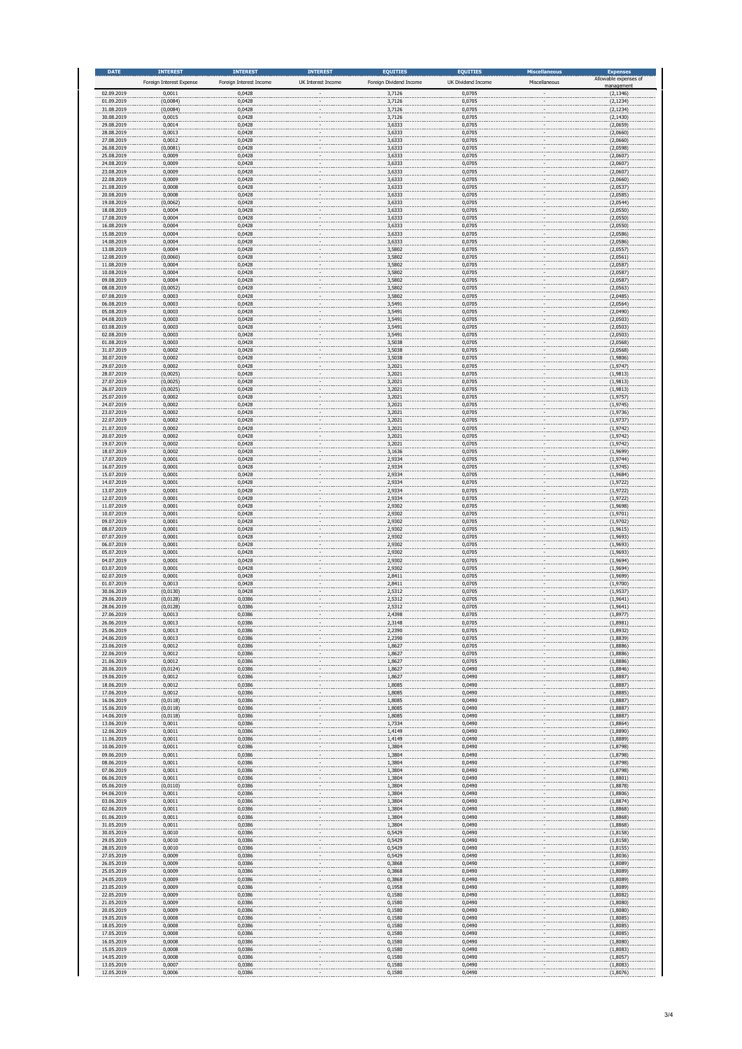| DATE | INTEREST | INTEREST | INTEREST | EQUITIES | EQUITIES | Miscellaneous | Expenses |
|---|---|---|---|---|---|---|---|
| | Foreign Interest Expense | Foreign Interest Income | UK Interest Income | Foreign Dividend Income | UK Dividend Income | Miscellaneous | Allowable expenses of management |
| 02.09.2019 | 0,0011 | 0,0428 | - | 3,7126 | 0,0705 | - | (2,1346) |
| 01.09.2019 | (0,0084) | 0,0428 | - | 3,7126 | 0,0705 | - | (2,1234) |
| 31.08.2019 | (0,0084) | 0,0428 | - | 3,7126 | 0,0705 | - | (2,1234) |
| 30.08.2019 | 0,0015 | 0,0428 | - | 3,7126 | 0,0705 | - | (2,1430) |
| 29.08.2019 | 0,0014 | 0,0428 | - | 3,6333 | 0,0705 | - | (2,0659) |
| 28.08.2019 | 0,0013 | 0,0428 | - | 3,6333 | 0,0705 | - | (2,0660) |
| 27.08.2019 | 0,0012 | 0,0428 | - | 3,6333 | 0,0705 | - | (2,0660) |
| 26.08.2019 | (0,0081) | 0,0428 | - | 3,6333 | 0,0705 | - | (2,0598) |
| 25.08.2019 | 0,0009 | 0,0428 | - | 3,6333 | 0,0705 | - | (2,0607) |
| 24.08.2019 | 0,0009 | 0,0428 | - | 3,6333 | 0,0705 | - | (2,0607) |
| 23.08.2019 | 0,0009 | 0,0428 | - | 3,6333 | 0,0705 | - | (2,0607) |
| 22.08.2019 | 0,0009 | 0,0428 | - | 3,6333 | 0,0705 | - | (2,0660) |
| 21.08.2019 | 0,0008 | 0,0428 | - | 3,6333 | 0,0705 | - | (2,0537) |
| 20.08.2019 | 0,0008 | 0,0428 | - | 3,6333 | 0,0705 | - | (2,0585) |
| 19.08.2019 | (0,0062) | 0,0428 | - | 3,6333 | 0,0705 | - | (2,0544) |
| 18.08.2019 | 0,0004 | 0,0428 | - | 3,6333 | 0,0705 | - | (2,0550) |
| 17.08.2019 | 0,0004 | 0,0428 | - | 3,6333 | 0,0705 | - | (2,0550) |
| 16.08.2019 | 0,0004 | 0,0428 | - | 3,6333 | 0,0705 | - | (2,0550) |
| 15.08.2019 | 0,0004 | 0,0428 | - | 3,6333 | 0,0705 | - | (2,0586) |
| 14.08.2019 | 0,0004 | 0,0428 | - | 3,6333 | 0,0705 | - | (2,0586) |
| 13.08.2019 | 0,0004 | 0,0428 | - | 3,5802 | 0,0705 | - | (2,0557) |
| 12.08.2019 | (0,0060) | 0,0428 | - | 3,5802 | 0,0705 | - | (2,0561) |
| 11.08.2019 | 0,0004 | 0,0428 | - | 3,5802 | 0,0705 | - | (2,0587) |
| 10.08.2019 | 0,0004 | 0,0428 | - | 3,5802 | 0,0705 | - | (2,0587) |
| 09.08.2019 | 0,0004 | 0,0428 | - | 3,5802 | 0,0705 | - | (2,0587) |
| 08.08.2019 | (0,0052) | 0,0428 | - | 3,5802 | 0,0705 | - | (2,0563) |
| 07.08.2019 | 0,0003 | 0,0428 | - | 3,5802 | 0,0705 | - | (2,0485) |
| 06.08.2019 | 0,0003 | 0,0428 | - | 3,5491 | 0,0705 | - | (2,0564) |
| 05.08.2019 | 0,0003 | 0,0428 | - | 3,5491 | 0,0705 | - | (2,0490) |
| 04.08.2019 | 0,0003 | 0,0428 | - | 3,5491 | 0,0705 | - | (2,0503) |
| 03.08.2019 | 0,0003 | 0,0428 | - | 3,5491 | 0,0705 | - | (2,0503) |
| 02.08.2019 | 0,0003 | 0,0428 | - | 3,5491 | 0,0705 | - | (2,0503) |
| 01.08.2019 | 0,0003 | 0,0428 | - | 3,5038 | 0,0705 | - | (2,0568) |
| 31.07.2019 | 0,0002 | 0,0428 | - | 3,5038 | 0,0705 | - | (2,0568) |
| 30.07.2019 | 0,0002 | 0,0428 | - | 3,5038 | 0,0705 | - | (1,9806) |
| 29.07.2019 | 0,0002 | 0,0428 | - | 3,2021 | 0,0705 | - | (1,9747) |
| 28.07.2019 | (0,0025) | 0,0428 | - | 3,2021 | 0,0705 | - | (1,9813) |
| 27.07.2019 | (0,0025) | 0,0428 | - | 3,2021 | 0,0705 | - | (1,9813) |
| 26.07.2019 | (0,0025) | 0,0428 | - | 3,2021 | 0,0705 | - | (1,9813) |
| 25.07.2019 | 0,0002 | 0,0428 | - | 3,2021 | 0,0705 | - | (1,9757) |
| 24.07.2019 | 0,0002 | 0,0428 | - | 3,2021 | 0,0705 | - | (1,9745) |
| 23.07.2019 | 0,0002 | 0,0428 | - | 3,2021 | 0,0705 | - | (1,9736) |
| 22.07.2019 | 0,0002 | 0,0428 | - | 3,2021 | 0,0705 | - | (1,9737) |
| 21.07.2019 | 0,0002 | 0,0428 | - | 3,2021 | 0,0705 | - | (1,9742) |
| 20.07.2019 | 0,0002 | 0,0428 | - | 3,2021 | 0,0705 | - | (1,9742) |
| 19.07.2019 | 0,0002 | 0,0428 | - | 3,2021 | 0,0705 | - | (1,9742) |
| 18.07.2019 | 0,0002 | 0,0428 | - | 3,1636 | 0,0705 | - | (1,9699) |
| 17.07.2019 | 0,0001 | 0,0428 | - | 2,9334 | 0,0705 | - | (1,9744) |
| 16.07.2019 | 0,0001 | 0,0428 | - | 2,9334 | 0,0705 | - | (1,9745) |
| 15.07.2019 | 0,0001 | 0,0428 | - | 2,9334 | 0,0705 | - | (1,9684) |
| 14.07.2019 | 0,0001 | 0,0428 | - | 2,9334 | 0,0705 | - | (1,9722) |
| 13.07.2019 | 0,0001 | 0,0428 | - | 2,9334 | 0,0705 | - | (1,9722) |
| 12.07.2019 | 0,0001 | 0,0428 | - | 2,9334 | 0,0705 | - | (1,9722) |
| 11.07.2019 | 0,0001 | 0,0428 | - | 2,9302 | 0,0705 | - | (1,9698) |
| 10.07.2019 | 0,0001 | 0,0428 | - | 2,9302 | 0,0705 | - | (1,9701) |
| 09.07.2019 | 0,0001 | 0,0428 | - | 2,9302 | 0,0705 | - | (1,9702) |
| 08.07.2019 | 0,0001 | 0,0428 | - | 2,9302 | 0,0705 | - | (1,9615) |
| 07.07.2019 | 0,0001 | 0,0428 | - | 2,9302 | 0,0705 | - | (1,9693) |
| 06.07.2019 | 0,0001 | 0,0428 | - | 2,9302 | 0,0705 | - | (1,9693) |
| 05.07.2019 | 0,0001 | 0,0428 | - | 2,9302 | 0,0705 | - | (1,9693) |
| 04.07.2019 | 0,0001 | 0,0428 | - | 2,9302 | 0,0705 | - | (1,9694) |
| 03.07.2019 | 0,0001 | 0,0428 | - | 2,9302 | 0,0705 | - | (1,9694) |
| 02.07.2019 | 0,0001 | 0,0428 | - | 2,8411 | 0,0705 | - | (1,9699) |
| 01.07.2019 | 0,0013 | 0,0428 | - | 2,8411 | 0,0705 | - | (1,9700) |
| 30.06.2019 | (0,0130) | 0,0428 | - | 2,5312 | 0,0705 | - | (1,9537) |
| 29.06.2019 | (0,0128) | 0,0386 | - | 2,5312 | 0,0705 | - | (1,9641) |
| 28.06.2019 | (0,0128) | 0,0386 | - | 2,5312 | 0,0705 | - | (1,9641) |
| 27.06.2019 | 0,0013 | 0,0386 | - | 2,4398 | 0,0705 | - | (1,8977) |
| 26.06.2019 | 0,0013 | 0,0386 | - | 2,3148 | 0,0705 | - | (1,8981) |
| 25.06.2019 | 0,0013 | 0,0386 | - | 2,2390 | 0,0705 | - | (1,8932) |
| 24.06.2019 | 0,0013 | 0,0386 | - | 2,2390 | 0,0705 | - | (1,8839) |
| 23.06.2019 | 0,0012 | 0,0386 | - | 1,8627 | 0,0705 | - | (1,8886) |
| 22.06.2019 | 0,0012 | 0,0386 | - | 1,8627 | 0,0705 | - | (1,8886) |
| 21.06.2019 | 0,0012 | 0,0386 | - | 1,8627 | 0,0705 | - | (1,8886) |
| 20.06.2019 | (0,0124) | 0,0386 | - | 1,8627 | 0,0490 | - | (1,8846) |
| 19.06.2019 | 0,0012 | 0,0386 | - | 1,8627 | 0,0490 | - | (1,8887) |
| 18.06.2019 | 0,0012 | 0,0386 | - | 1,8085 | 0,0490 | - | (1,8887) |
| 17.06.2019 | 0,0012 | 0,0386 | - | 1,8085 | 0,0490 | - | (1,8885) |
| 16.06.2019 | (0,0118) | 0,0386 | - | 1,8085 | 0,0490 | - | (1,8887) |
| 15.06.2019 | (0,0118) | 0,0386 | - | 1,8085 | 0,0490 | - | (1,8887) |
| 14.06.2019 | (0,0118) | 0,0386 | - | 1,8085 | 0,0490 | - | (1,8887) |
| 13.06.2019 | 0,0011 | 0,0386 | - | 1,7334 | 0,0490 | - | (1,8864) |
| 12.06.2019 | 0,0011 | 0,0386 | - | 1,4149 | 0,0490 | - | (1,8890) |
| 11.06.2019 | 0,0011 | 0,0386 | - | 1,4149 | 0,0490 | - | (1,8889) |
| 10.06.2019 | 0,0011 | 0,0386 | - | 1,3804 | 0,0490 | - | (1,8798) |
| 09.06.2019 | 0,0011 | 0,0386 | - | 1,3804 | 0,0490 | - | (1,8798) |
| 08.06.2019 | 0,0011 | 0,0386 | - | 1,3804 | 0,0490 | - | (1,8798) |
| 07.06.2019 | 0,0011 | 0,0386 | - | 1,3804 | 0,0490 | - | (1,8798) |
| 06.06.2019 | 0,0011 | 0,0386 | - | 1,3804 | 0,0490 | - | (1,8801) |
| 05.06.2019 | (0,0110) | 0,0386 | - | 1,3804 | 0,0490 | - | (1,8878) |
| 04.06.2019 | 0,0011 | 0,0386 | - | 1,3804 | 0,0490 | - | (1,8806) |
| 03.06.2019 | 0,0011 | 0,0386 | - | 1,3804 | 0,0490 | - | (1,8874) |
| 02.06.2019 | 0,0011 | 0,0386 | - | 1,3804 | 0,0490 | - | (1,8868) |
| 01.06.2019 | 0,0011 | 0,0386 | - | 1,3804 | 0,0490 | - | (1,8868) |
| 31.05.2019 | 0,0011 | 0,0386 | - | 1,3804 | 0,0490 | - | (1,8868) |
| 30.05.2019 | 0,0010 | 0,0386 | - | 0,5429 | 0,0490 | - | (1,8158) |
| 29.05.2019 | 0,0010 | 0,0386 | - | 0,5429 | 0,0490 | - | (1,8158) |
| 28.05.2019 | 0,0010 | 0,0386 | - | 0,5429 | 0,0490 | - | (1,8155) |
| 27.05.2019 | 0,0009 | 0,0386 | - | 0,5429 | 0,0490 | - | (1,8036) |
| 26.05.2019 | 0,0009 | 0,0386 | - | 0,3868 | 0,0490 | - | (1,8089) |
| 25.05.2019 | 0,0009 | 0,0386 | - | 0,3868 | 0,0490 | - | (1,8089) |
| 24.05.2019 | 0,0009 | 0,0386 | - | 0,3868 | 0,0490 | - | (1,8089) |
| 23.05.2019 | 0,0009 | 0,0386 | - | 0,1958 | 0,0490 | - | (1,8089) |
| 22.05.2019 | 0,0009 | 0,0386 | - | 0,1580 | 0,0490 | - | (1,8082) |
| 21.05.2019 | 0,0009 | 0,0386 | - | 0,1580 | 0,0490 | - | (1,8080) |
| 20.05.2019 | 0,0009 | 0,0386 | - | 0,1580 | 0,0490 | - | (1,8080) |
| 19.05.2019 | 0,0008 | 0,0386 | - | 0,1580 | 0,0490 | - | (1,8085) |
| 18.05.2019 | 0,0008 | 0,0386 | - | 0,1580 | 0,0490 | - | (1,8085) |
| 17.05.2019 | 0,0008 | 0,0386 | - | 0,1580 | 0,0490 | - | (1,8085) |
| 16.05.2019 | 0,0008 | 0,0386 | - | 0,1580 | 0,0490 | - | (1,8080) |
| 15.05.2019 | 0,0008 | 0,0386 | - | 0,1580 | 0,0490 | - | (1,8083) |
| 14.05.2019 | 0,0008 | 0,0386 | - | 0,1580 | 0,0490 | - | (1,8057) |
| 13.05.2019 | 0,0007 | 0,0386 | - | 0,1580 | 0,0490 | - | (1,8083) |
| 12.05.2019 | 0,0006 | 0,0386 | - | 0,1580 | 0,0490 | - | (1,8076) |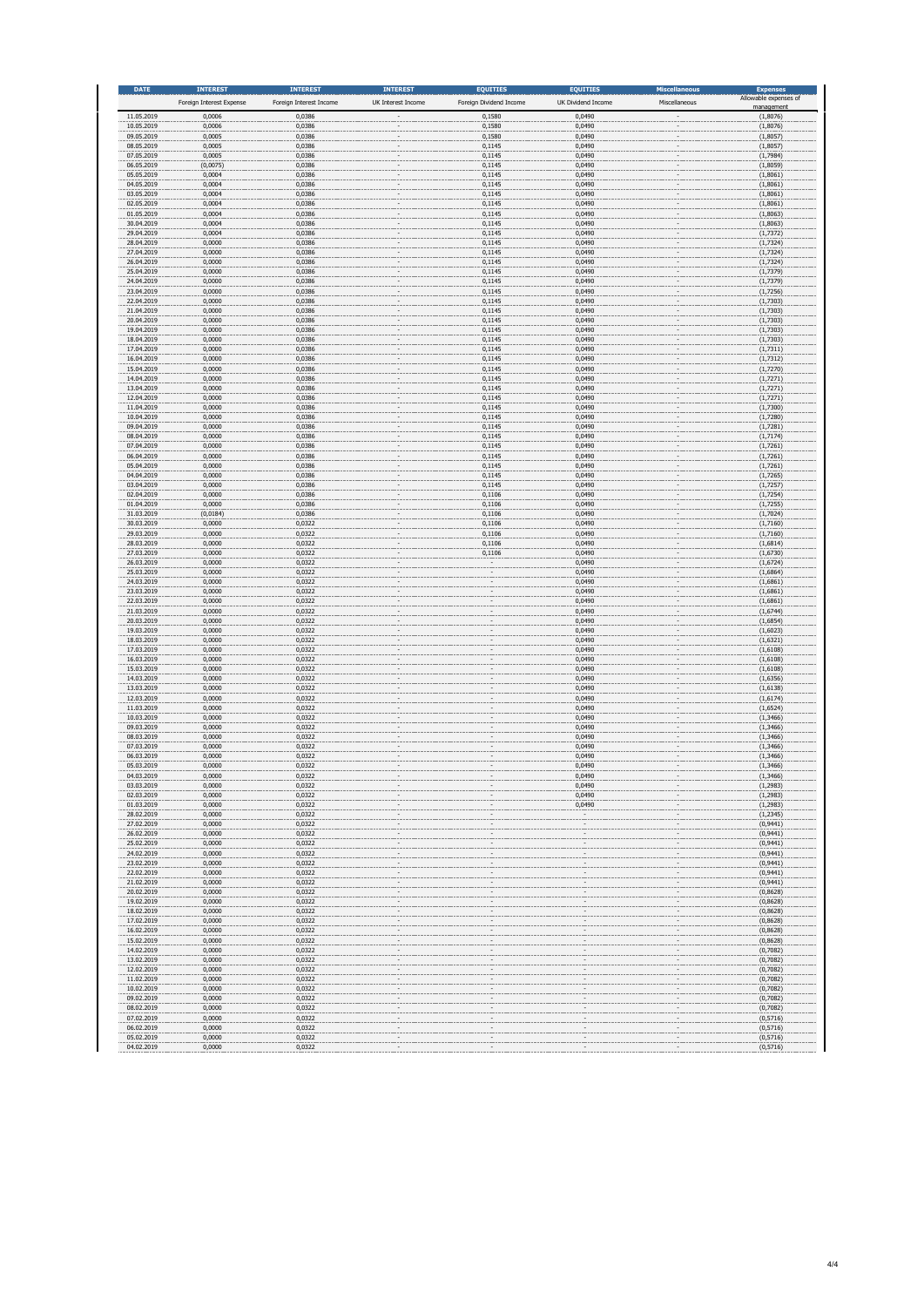| DATE | INTEREST | INTEREST | INTEREST | EQUITIES | EQUITIES | Miscellaneous | Expenses |
|---|---|---|---|---|---|---|---|
| | Foreign Interest Expense | Foreign Interest Income | UK Interest Income | Foreign Dividend Income | UK Dividend Income | Miscellaneous | Allowable expenses of management |
| 11.05.2019 | 0,0006 | 0,0386 | - | 0,1580 | 0,0490 | - | (1,8076) |
| 10.05.2019 | 0,0006 | 0,0386 | - | 0,1580 | 0,0490 | - | (1,8076) |
| 09.05.2019 | 0,0005 | 0,0386 | - | 0,1580 | 0,0490 | - | (1,8057) |
| 08.05.2019 | 0,0005 | 0,0386 | - | 0,1145 | 0,0490 | - | (1,8057) |
| 07.05.2019 | 0,0005 | 0,0386 | - | 0,1145 | 0,0490 | - | (1,7984) |
| 06.05.2019 | (0,0075) | 0,0386 | - | 0,1145 | 0,0490 | - | (1,8059) |
| 05.05.2019 | 0,0004 | 0,0386 | - | 0,1145 | 0,0490 | - | (1,8061) |
| 04.05.2019 | 0,0004 | 0,0386 | - | 0,1145 | 0,0490 | - | (1,8061) |
| 03.05.2019 | 0,0004 | 0,0386 | - | 0,1145 | 0,0490 | - | (1,8061) |
| 02.05.2019 | 0,0004 | 0,0386 | - | 0,1145 | 0,0490 | - | (1,8061) |
| 01.05.2019 | 0,0004 | 0,0386 | - | 0,1145 | 0,0490 | - | (1,8063) |
| 30.04.2019 | 0,0004 | 0,0386 | - | 0,1145 | 0,0490 | - | (1,8063) |
| 29.04.2019 | 0,0004 | 0,0386 | - | 0,1145 | 0,0490 | - | (1,7372) |
| 28.04.2019 | 0,0000 | 0,0386 | - | 0,1145 | 0,0490 | - | (1,7324) |
| 27.04.2019 | 0,0000 | 0,0386 | - | 0,1145 | 0,0490 | - | (1,7324) |
| 26.04.2019 | 0,0000 | 0,0386 | - | 0,1145 | 0,0490 | - | (1,7324) |
| 25.04.2019 | 0,0000 | 0,0386 | - | 0,1145 | 0,0490 | - | (1,7379) |
| 24.04.2019 | 0,0000 | 0,0386 | - | 0,1145 | 0,0490 | - | (1,7379) |
| 23.04.2019 | 0,0000 | 0,0386 | - | 0,1145 | 0,0490 | - | (1,7256) |
| 22.04.2019 | 0,0000 | 0,0386 | - | 0,1145 | 0,0490 | - | (1,7303) |
| 21.04.2019 | 0,0000 | 0,0386 | - | 0,1145 | 0,0490 | - | (1,7303) |
| 20.04.2019 | 0,0000 | 0,0386 | - | 0,1145 | 0,0490 | - | (1,7303) |
| 19.04.2019 | 0,0000 | 0,0386 | - | 0,1145 | 0,0490 | - | (1,7303) |
| 18.04.2019 | 0,0000 | 0,0386 | - | 0,1145 | 0,0490 | - | (1,7303) |
| 17.04.2019 | 0,0000 | 0,0386 | - | 0,1145 | 0,0490 | - | (1,7311) |
| 16.04.2019 | 0,0000 | 0,0386 | - | 0,1145 | 0,0490 | - | (1,7312) |
| 15.04.2019 | 0,0000 | 0,0386 | - | 0,1145 | 0,0490 | - | (1,7270) |
| 14.04.2019 | 0,0000 | 0,0386 | - | 0,1145 | 0,0490 | - | (1,7271) |
| 13.04.2019 | 0,0000 | 0,0386 | - | 0,1145 | 0,0490 | - | (1,7271) |
| 12.04.2019 | 0,0000 | 0,0386 | - | 0,1145 | 0,0490 | - | (1,7271) |
| 11.04.2019 | 0,0000 | 0,0386 | - | 0,1145 | 0,0490 | - | (1,7300) |
| 10.04.2019 | 0,0000 | 0,0386 | - | 0,1145 | 0,0490 | - | (1,7280) |
| 09.04.2019 | 0,0000 | 0,0386 | - | 0,1145 | 0,0490 | - | (1,7281) |
| 08.04.2019 | 0,0000 | 0,0386 | - | 0,1145 | 0,0490 | - | (1,7174) |
| 07.04.2019 | 0,0000 | 0,0386 | - | 0,1145 | 0,0490 | - | (1,7261) |
| 06.04.2019 | 0,0000 | 0,0386 | - | 0,1145 | 0,0490 | - | (1,7261) |
| 05.04.2019 | 0,0000 | 0,0386 | - | 0,1145 | 0,0490 | - | (1,7261) |
| 04.04.2019 | 0,0000 | 0,0386 | - | 0,1145 | 0,0490 | - | (1,7265) |
| 03.04.2019 | 0,0000 | 0,0386 | - | 0,1145 | 0,0490 | - | (1,7257) |
| 02.04.2019 | 0,0000 | 0,0386 | - | 0,1106 | 0,0490 | - | (1,7254) |
| 01.04.2019 | 0,0000 | 0,0386 | - | 0,1106 | 0,0490 | - | (1,7255) |
| 31.03.2019 | (0,0184) | 0,0386 | - | 0,1106 | 0,0490 | - | (1,7024) |
| 30.03.2019 | 0,0000 | 0,0322 | - | 0,1106 | 0,0490 | - | (1,7160) |
| 29.03.2019 | 0,0000 | 0,0322 | - | 0,1106 | 0,0490 | - | (1,7160) |
| 28.03.2019 | 0,0000 | 0,0322 | - | 0,1106 | 0,0490 | - | (1,6814) |
| 27.03.2019 | 0,0000 | 0,0322 | - | 0,1106 | 0,0490 | - | (1,6730) |
| 26.03.2019 | 0,0000 | 0,0322 | - | - | 0,0490 | - | (1,6724) |
| 25.03.2019 | 0,0000 | 0,0322 | - | - | 0,0490 | - | (1,6864) |
| 24.03.2019 | 0,0000 | 0,0322 | - | - | 0,0490 | - | (1,6861) |
| 23.03.2019 | 0,0000 | 0,0322 | - | - | 0,0490 | - | (1,6861) |
| 22.03.2019 | 0,0000 | 0,0322 | - | - | 0,0490 | - | (1,6861) |
| 21.03.2019 | 0,0000 | 0,0322 | - | - | 0,0490 | - | (1,6744) |
| 20.03.2019 | 0,0000 | 0,0322 | - | - | 0,0490 | - | (1,6854) |
| 19.03.2019 | 0,0000 | 0,0322 | - | - | 0,0490 | - | (1,6023) |
| 18.03.2019 | 0,0000 | 0,0322 | - | - | 0,0490 | - | (1,6321) |
| 17.03.2019 | 0,0000 | 0,0322 | - | - | 0,0490 | - | (1,6108) |
| 16.03.2019 | 0,0000 | 0,0322 | - | - | 0,0490 | - | (1,6108) |
| 15.03.2019 | 0,0000 | 0,0322 | - | - | 0,0490 | - | (1,6108) |
| 14.03.2019 | 0,0000 | 0,0322 | - | - | 0,0490 | - | (1,6356) |
| 13.03.2019 | 0,0000 | 0,0322 | - | - | 0,0490 | - | (1,6138) |
| 12.03.2019 | 0,0000 | 0,0322 | - | - | 0,0490 | - | (1,6174) |
| 11.03.2019 | 0,0000 | 0,0322 | - | - | 0,0490 | - | (1,6524) |
| 10.03.2019 | 0,0000 | 0,0322 | - | - | 0,0490 | - | (1,3466) |
| 09.03.2019 | 0,0000 | 0,0322 | - | - | 0,0490 | - | (1,3466) |
| 08.03.2019 | 0,0000 | 0,0322 | - | - | 0,0490 | - | (1,3466) |
| 07.03.2019 | 0,0000 | 0,0322 | - | - | 0,0490 | - | (1,3466) |
| 06.03.2019 | 0,0000 | 0,0322 | - | - | 0,0490 | - | (1,3466) |
| 05.03.2019 | 0,0000 | 0,0322 | - | - | 0,0490 | - | (1,3466) |
| 04.03.2019 | 0,0000 | 0,0322 | - | - | 0,0490 | - | (1,3466) |
| 03.03.2019 | 0,0000 | 0,0322 | - | - | 0,0490 | - | (1,2983) |
| 02.03.2019 | 0,0000 | 0,0322 | - | - | 0,0490 | - | (1,2983) |
| 01.03.2019 | 0,0000 | 0,0322 | - | - | 0,0490 | - | (1,2983) |
| 28.02.2019 | 0,0000 | 0,0322 | - | - | - | - | (1,2345) |
| 27.02.2019 | 0,0000 | 0,0322 | - | - | - | - | (0,9441) |
| 26.02.2019 | 0,0000 | 0,0322 | - | - | - | - | (0,9441) |
| 25.02.2019 | 0,0000 | 0,0322 | - | - | - | - | (0,9441) |
| 24.02.2019 | 0,0000 | 0,0322 | - | - | - | - | (0,9441) |
| 23.02.2019 | 0,0000 | 0,0322 | - | - | - | - | (0,9441) |
| 22.02.2019 | 0,0000 | 0,0322 | - | - | - | - | (0,9441) |
| 21.02.2019 | 0,0000 | 0,0322 | - | - | - | - | (0,9441) |
| 20.02.2019 | 0,0000 | 0,0322 | - | - | - | - | (0,8628) |
| 19.02.2019 | 0,0000 | 0,0322 | - | - | - | - | (0,8628) |
| 18.02.2019 | 0,0000 | 0,0322 | - | - | - | - | (0,8628) |
| 17.02.2019 | 0,0000 | 0,0322 | - | - | - | - | (0,8628) |
| 16.02.2019 | 0,0000 | 0,0322 | - | - | - | - | (0,8628) |
| 15.02.2019 | 0,0000 | 0,0322 | - | - | - | - | (0,8628) |
| 14.02.2019 | 0,0000 | 0,0322 | - | - | - | - | (0,7082) |
| 13.02.2019 | 0,0000 | 0,0322 | - | - | - | - | (0,7082) |
| 12.02.2019 | 0,0000 | 0,0322 | - | - | - | - | (0,7082) |
| 11.02.2019 | 0,0000 | 0,0322 | - | - | - | - | (0,7082) |
| 10.02.2019 | 0,0000 | 0,0322 | - | - | - | - | (0,7082) |
| 09.02.2019 | 0,0000 | 0,0322 | - | - | - | - | (0,7082) |
| 08.02.2019 | 0,0000 | 0,0322 | - | - | - | - | (0,7082) |
| 07.02.2019 | 0,0000 | 0,0322 | - | - | - | - | (0,5716) |
| 06.02.2019 | 0,0000 | 0,0322 | - | - | - | - | (0,5716) |
| 05.02.2019 | 0,0000 | 0,0322 | - | - | - | - | (0,5716) |
| 04.02.2019 | 0,0000 | 0,0322 | - | - | - | - | (0,5716) |